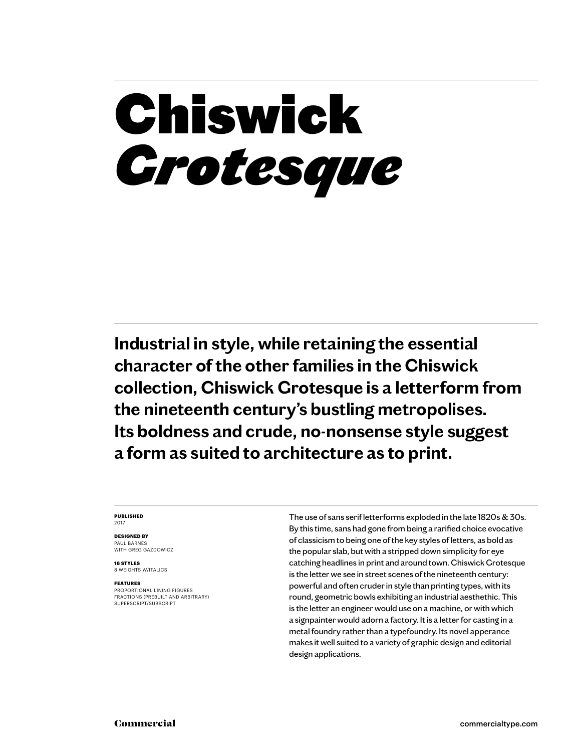# Chiswick *Grotesque*

**Industrial in style, while retaining the essential character of the other families in the Chiswick collection, Chiswick Grotesque is a letterform from the nineteenth century's bustling metropolises. Its boldness and crude, no-nonsense style suggest a form as suited to architecture as to print.**

**PUBLISHED**
2017

**DESIGNED BY**
PAUL BARNES
WITH GREG GAZDOWICZ

**16 STYLES**
8 WEIGHTS W/ITALICS

**FEATURES**
PROPORTIONAL LINING FIGURES
FRACTIONS (PREBUILT AND ARBITRARY)
SUPERSCRIPT/SUBSCRIPT

The use of sans serif letterforms exploded in the late 1820s & 30s. By this time, sans had gone from being a rarified choice evocative of classicism to being one of the key styles of letters, as bold as the popular slab, but with a stripped down simplicity for eye catching headlines in print and around town. Chiswick Grotesque is the letter we see in street scenes of the nineteenth century: powerful and often cruder in style than printing types, with its round, geometric bowls exhibiting an industrial aesthethic. This is the letter an engineer would use on a machine, or with which a signpainter would adorn a factory. It is a letter for casting in a metal foundry rather than a typefoundry. Its novel apperance makes it well suited to a variety of graphic design and editorial design applications.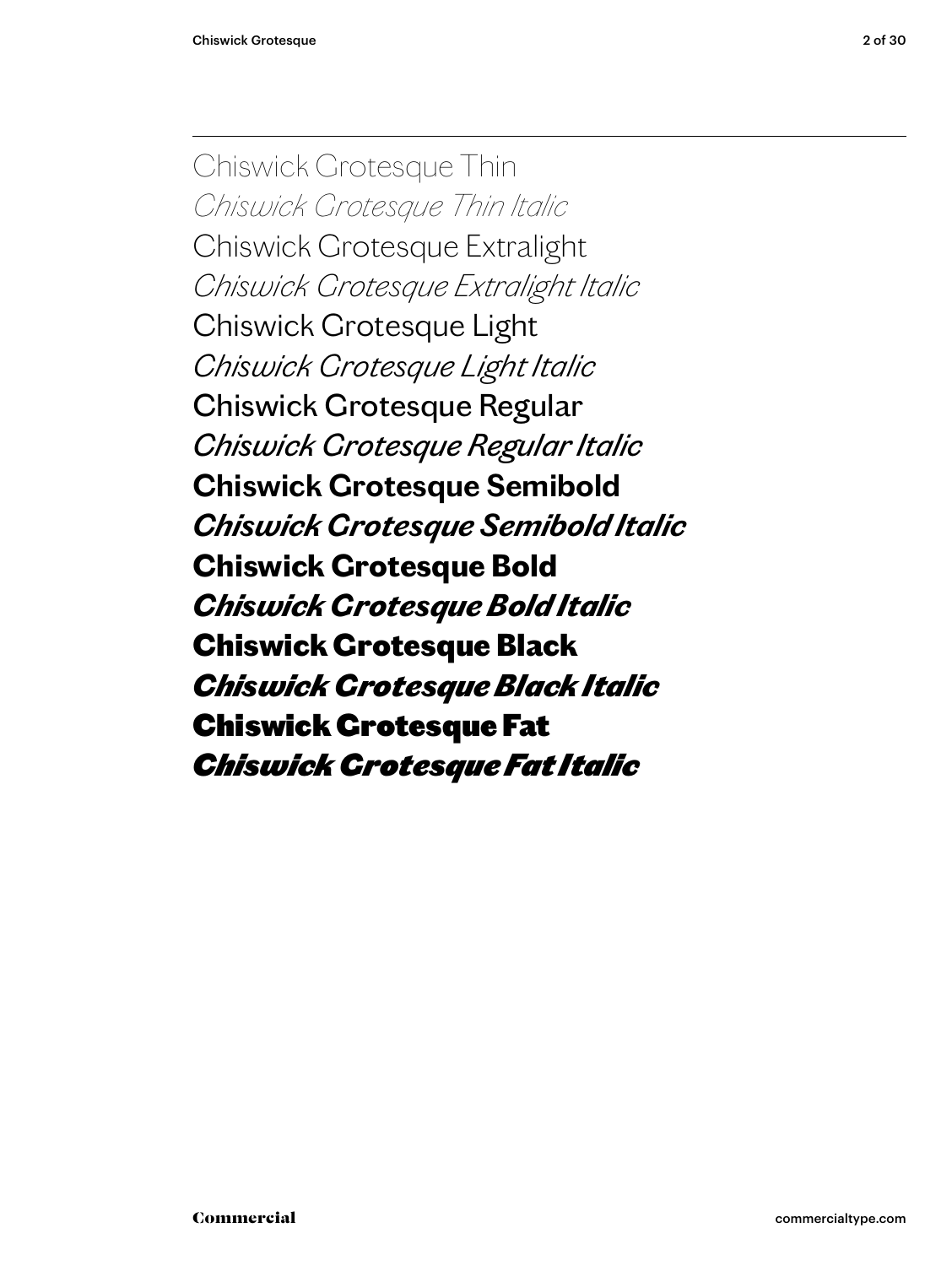Chiswick Grotesque Thin

*Chiswick Grotesque Thin Italic*

Chiswick Grotesque Extralight

*Chiswick Grotesque Extralight Italic*

Chiswick Grotesque Light

*Chiswick Grotesque Light Italic*

Chiswick Grotesque Regular

*Chiswick Grotesque Regular Italic*

**Chiswick Grotesque Semibold**

***Chiswick Grotesque Semibold Italic***

**Chiswick Grotesque Bold**

***Chiswick Grotesque Bold Italic***

**Chiswick Grotesque Black**

***Chiswick Grotesque Black Italic***

**Chiswick Grotesque Fat**

***Chiswick Grotesque Fat Italic***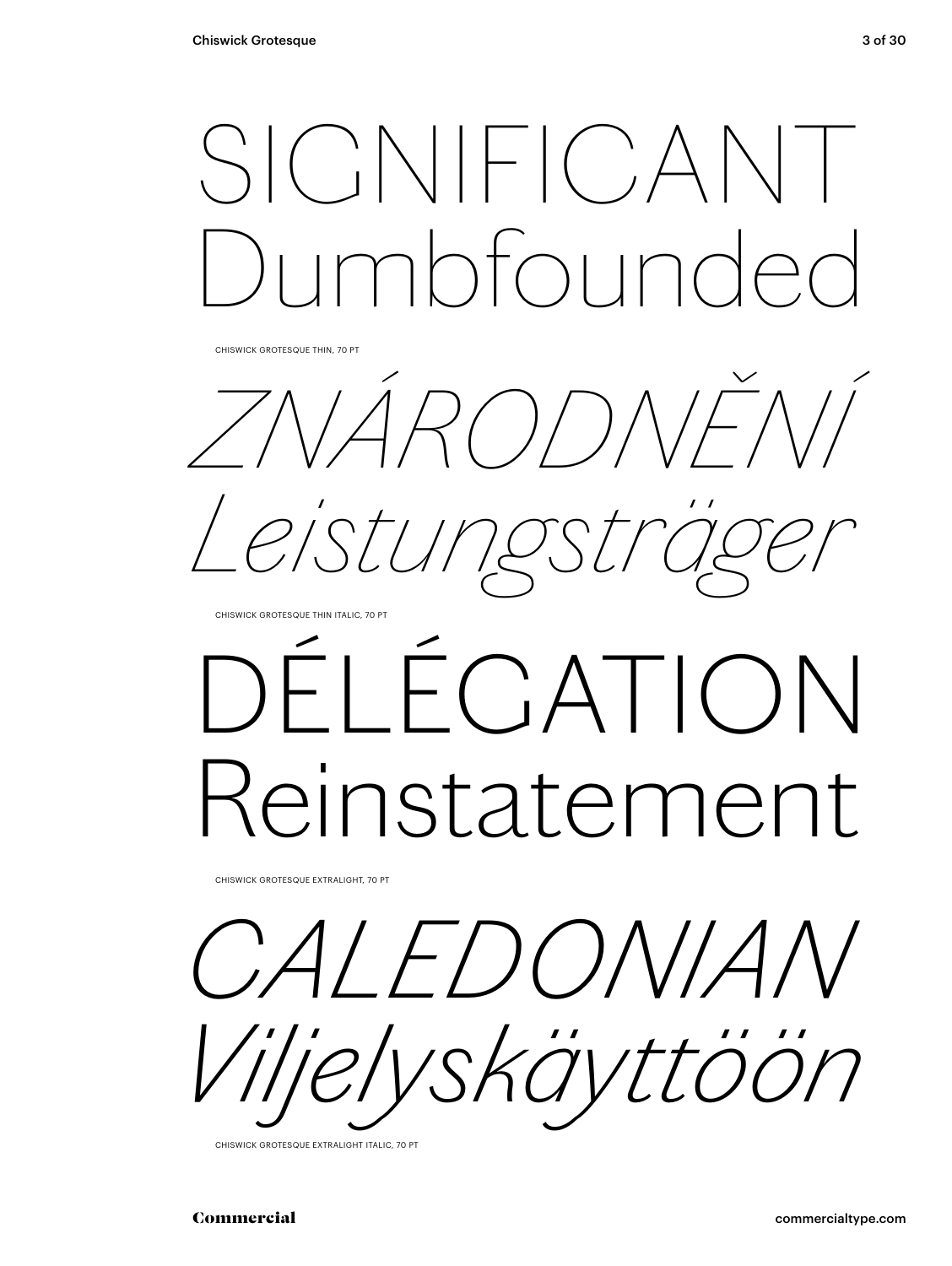SIGNIFICANT
Dumbfounded

CHISWICK GROTESQUE THIN, 70 PT

*ZNÁRODNĚNÍ*
*Leistungsträger*

CHISWICK GROTESQUE THIN ITALIC, 70 PT

DÉLÉGATION
Reinstatement

CHISWICK GROTESQUE EXTRALIGHT, 70 PT

*CALEDONIAN*
*Viljelyskäyttöön*

CHISWICK GROTESQUE EXTRALIGHT ITALIC, 70 PT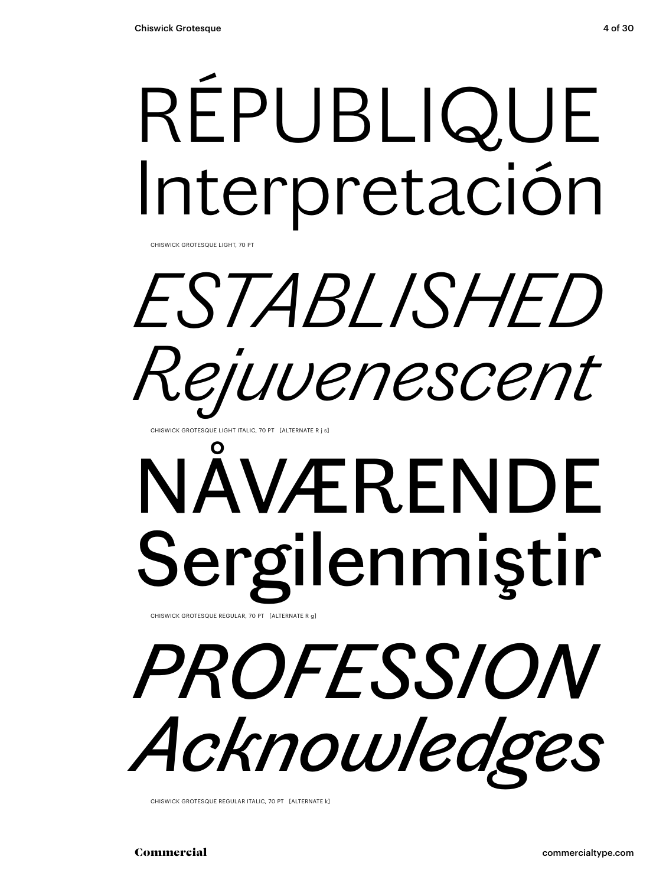RÉPUBLIQUE
Interpretación

CHISWICK GROTESQUE LIGHT, 70 PT

*ESTABLISHED*
*Rejuvenescent*

CHISWICK GROTESQUE LIGHT ITALIC, 70 PT [ALTERNATE R j s]

NÅVÆRENDE
Sergilenmiştir

CHISWICK GROTESQUE REGULAR, 70 PT [ALTERNATE R g]

*PROFESSION*
*Acknowledges*

CHISWICK GROTESQUE REGULAR ITALIC, 70 PT [ALTERNATE k]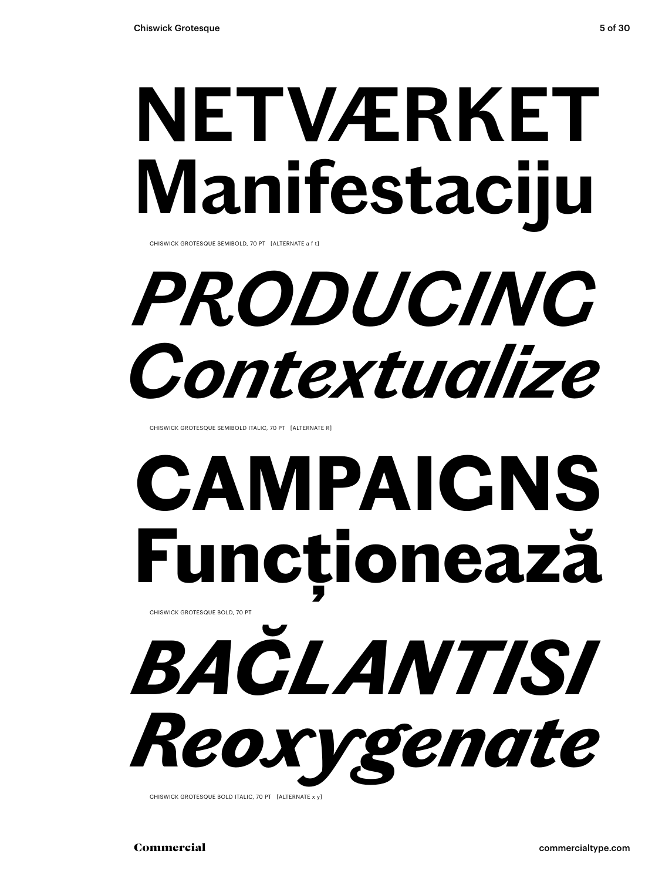# NETVÆRKET Manifestaciju

CHISWICK GROTESQUE SEMIBOLD, 70 PT [ALTERNATE a f t]

# *PRODUCING Contextualize*

CHISWICK GROTESQUE SEMIBOLD ITALIC, 70 PT [ALTERNATE R]

# **CAMPAIGNS Funcționează**

CHISWICK GROTESQUE BOLD, 70 PT

# ***BAČLANTISI Reoxygenate***

CHISWICK GROTESQUE BOLD ITALIC, 70 PT [ALTERNATE x y]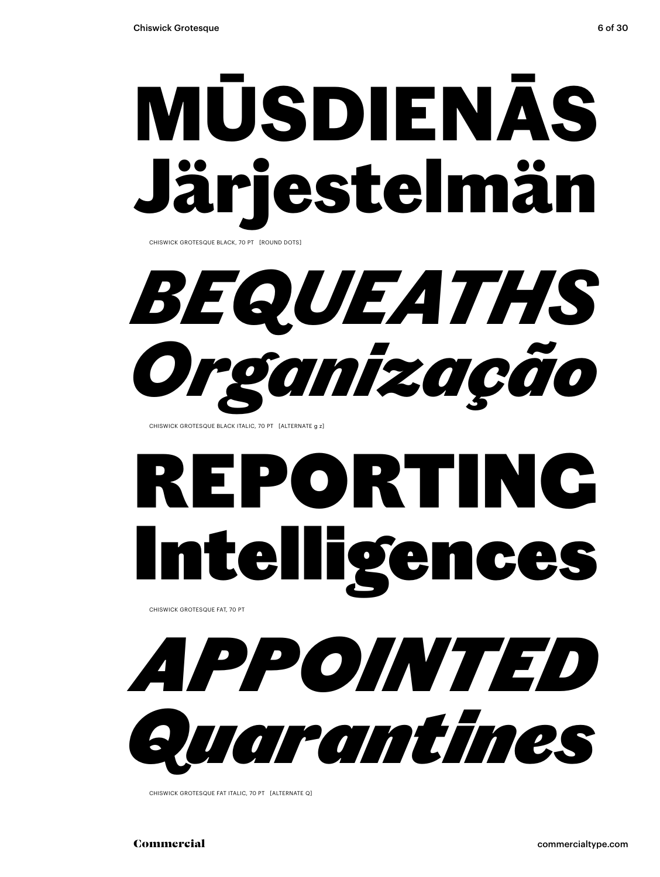# MŪSDIENĀS Järjestelmän

CHISWICK GROTESQUE BLACK, 70 PT [ROUND DOTS]

# *BEQUEATHS Organização*

CHISWICK GROTESQUE BLACK ITALIC, 70 PT [ALTERNATE g z]

# REPORTING Intelligences

CHISWICK GROTESQUE FAT, 70 PT

# *APPOINTED Quarantines*

CHISWICK GROTESQUE FAT ITALIC, 70 PT [ALTERNATE Q]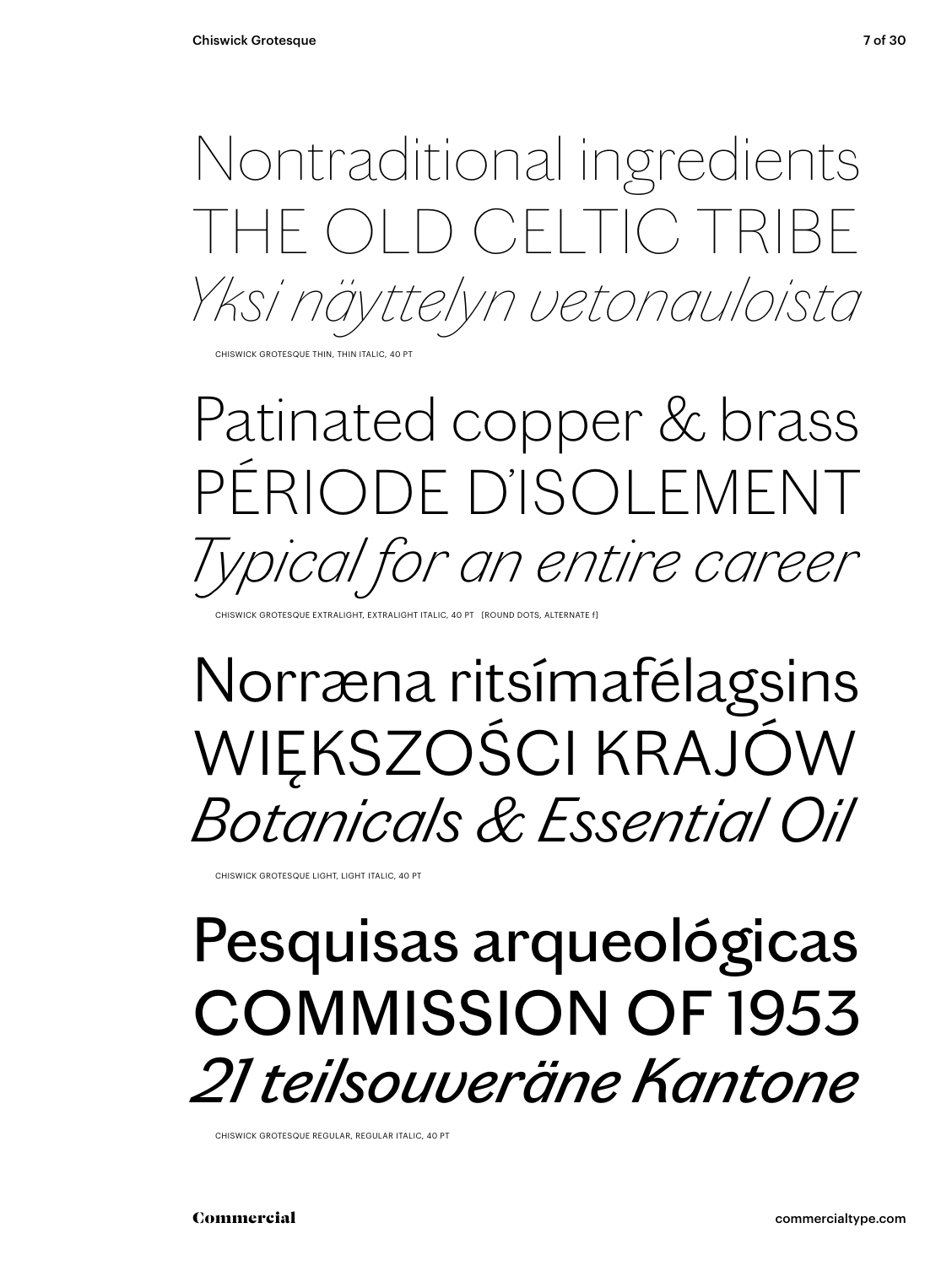Nontraditional ingredients
THE OLD CELTIC TRIBE
*Yksi näyttelyn vetonauloista*

CHISWICK GROTESQUE THIN, THIN ITALIC, 40 PT

Patinated copper & brass
PÉRIODE D'ISOLEMENT
*Typical for an entire career*

CHISWICK GROTESQUE EXTRALIGHT, EXTRALIGHT ITALIC, 40 PT [ROUND DOTS, ALTERNATE f]

Norræna ritsímafélagsins
WIĘKSZOŚCI KRAJÓW
*Botanicals & Essential Oil*

CHISWICK GROTESQUE LIGHT, LIGHT ITALIC, 40 PT

Pesquisas arqueológicas
COMMISSION OF 1953
*21 teilsouveräne Kantone*

CHISWICK GROTESQUE REGULAR, REGULAR ITALIC, 40 PT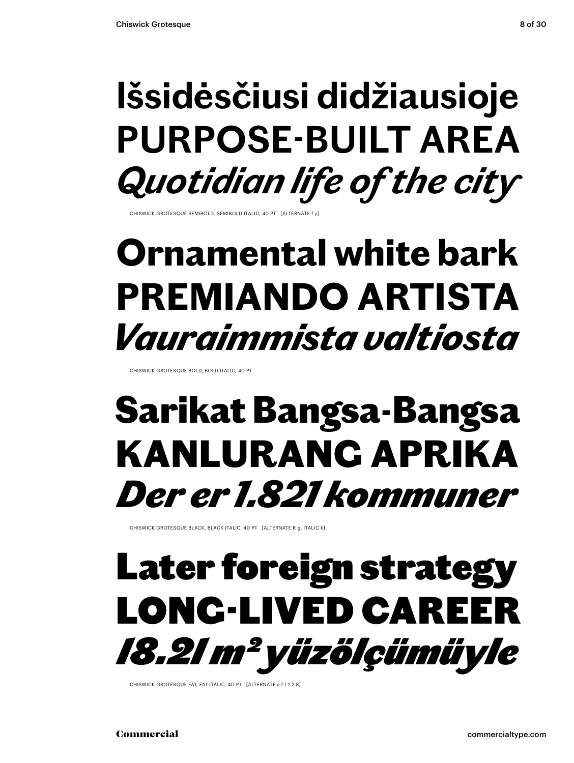**Išsidėsčiusi didžiausioje**
**PURPOSE-BUILT AREA**
***Quotidian life of the city***

CHISWICK GROTESQUE SEMIBOLD, SEMIBOLD ITALIC, 40 PT [ALTERNATE f y]

**Ornamental white bark**
**PREMIANDO ARTISTA**
***Vauraimmista valtiosta***

CHISWICK GROTESQUE BOLD, BOLD ITALIC, 40 PT

**Sarikat Bangsa-Bangsa**
**KANLURANG APRIKA**
***Der er 1.821 kommuner***

CHISWICK GROTESQUE BLACK, BLACK ITALIC, 40 PT [ALTERNATE R g, ITALIC k]

**Later foreign strategy**
**LONG-LIVED CAREER**
***18.21 m² yüzölçümüyle***

CHISWICK GROTESQUE FAT, FAT ITALIC, 40 PT [ALTERNATE a f t 1 2 8]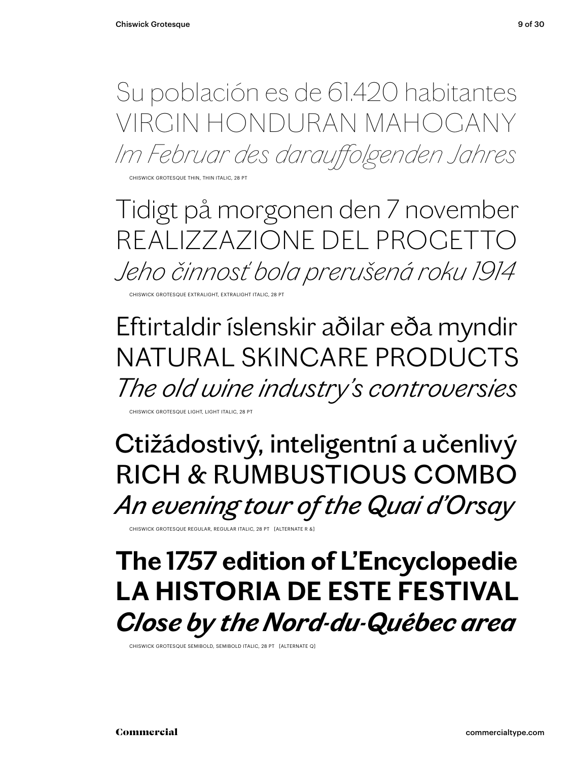Su población es de 61.420 habitantes
VIRGIN HONDURAN MAHOGANY
*Im Februar des darauffolgenden Jahres*

CHISWICK GROTESQUE THIN, THIN ITALIC, 28 PT

Tidigt på morgonen den 7 november
REALIZZAZIONE DEL PROGETTO
*Jeho činnosť bola prerušená roku 1914*

CHISWICK GROTESQUE EXTRALIGHT, EXTRALIGHT ITALIC, 28 PT

Eftirtaldir íslenskir aðilar eða myndir
NATURAL SKINCARE PRODUCTS
*The old wine industry's controversies*

CHISWICK GROTESQUE LIGHT, LIGHT ITALIC, 28 PT

Ctižádostivý, inteligentní a učenlivý
RICH & RUMBUSTIOUS COMBO
*An evening tour of the Quai d'Orsay*

CHISWICK GROTESQUE REGULAR, REGULAR ITALIC, 28 PT [ALTERNATE R &]

**The 1757 edition of L'Encyclopedie**
**LA HISTORIA DE ESTE FESTIVAL**
***Close by the Nord-du-Québec area***

CHISWICK GROTESQUE SEMIBOLD, SEMIBOLD ITALIC, 28 PT [ALTERNATE Q]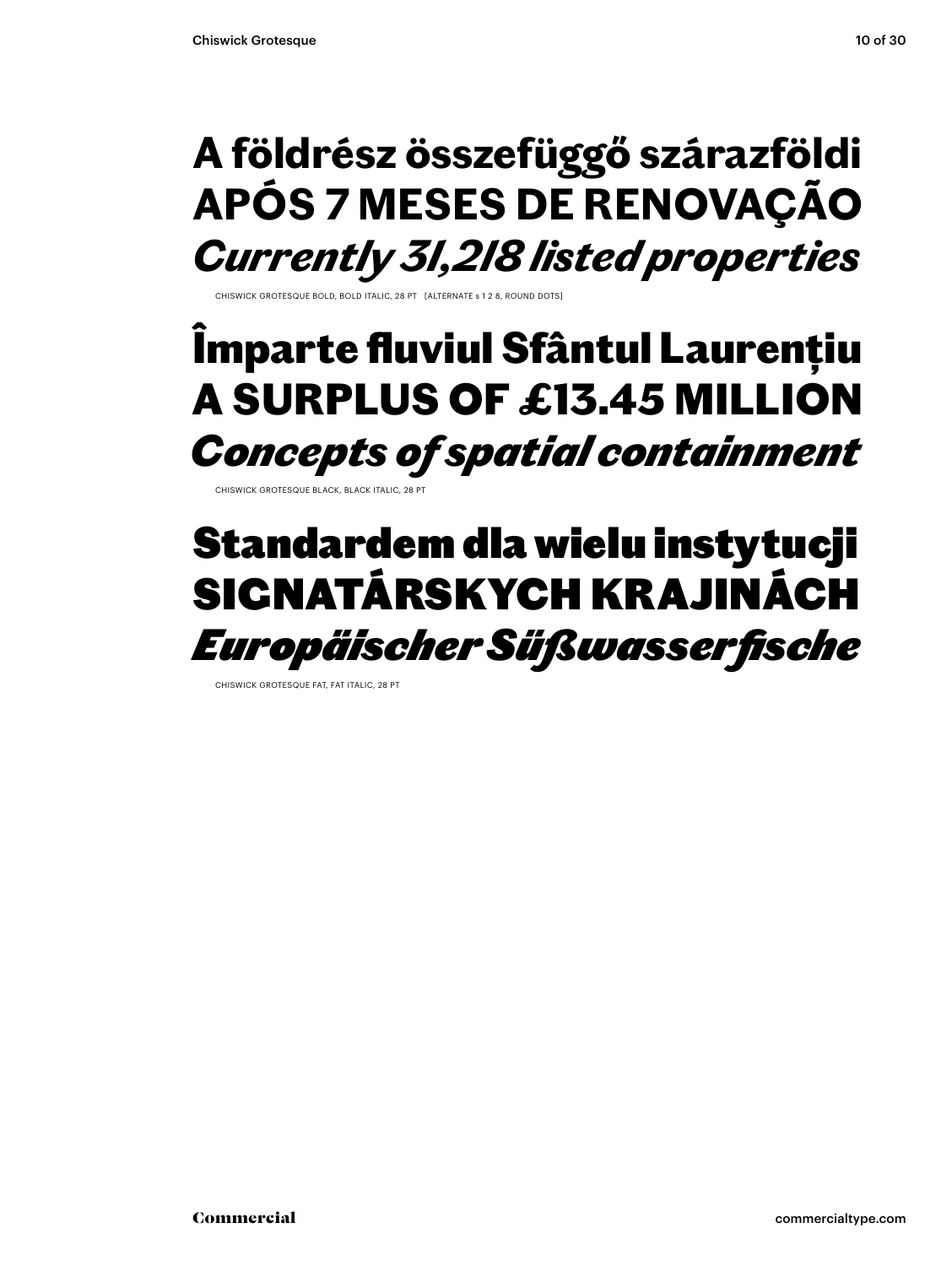**A földrész összefüggő szárazföldi**
**APÓS 7 MESES DE RENOVAÇÃO**
***Currently 31,218 listed properties***

CHISWICK GROTESQUE BOLD, BOLD ITALIC, 28 PT [ALTERNATE s 1 2 8, ROUND DOTS]

**Împarte fluviul Sfântul Laurențiu**
**A SURPLUS OF £13.45 MILLION**
***Concepts of spatial containment***

CHISWICK GROTESQUE BLACK, BLACK ITALIC, 28 PT

**Standardem dla wielu instytucji**
**SIGNATÁRSKYCH KRAJINÁCH**
***Europäischer Süßwasserfische***

CHISWICK GROTESQUE FAT, FAT ITALIC, 28 PT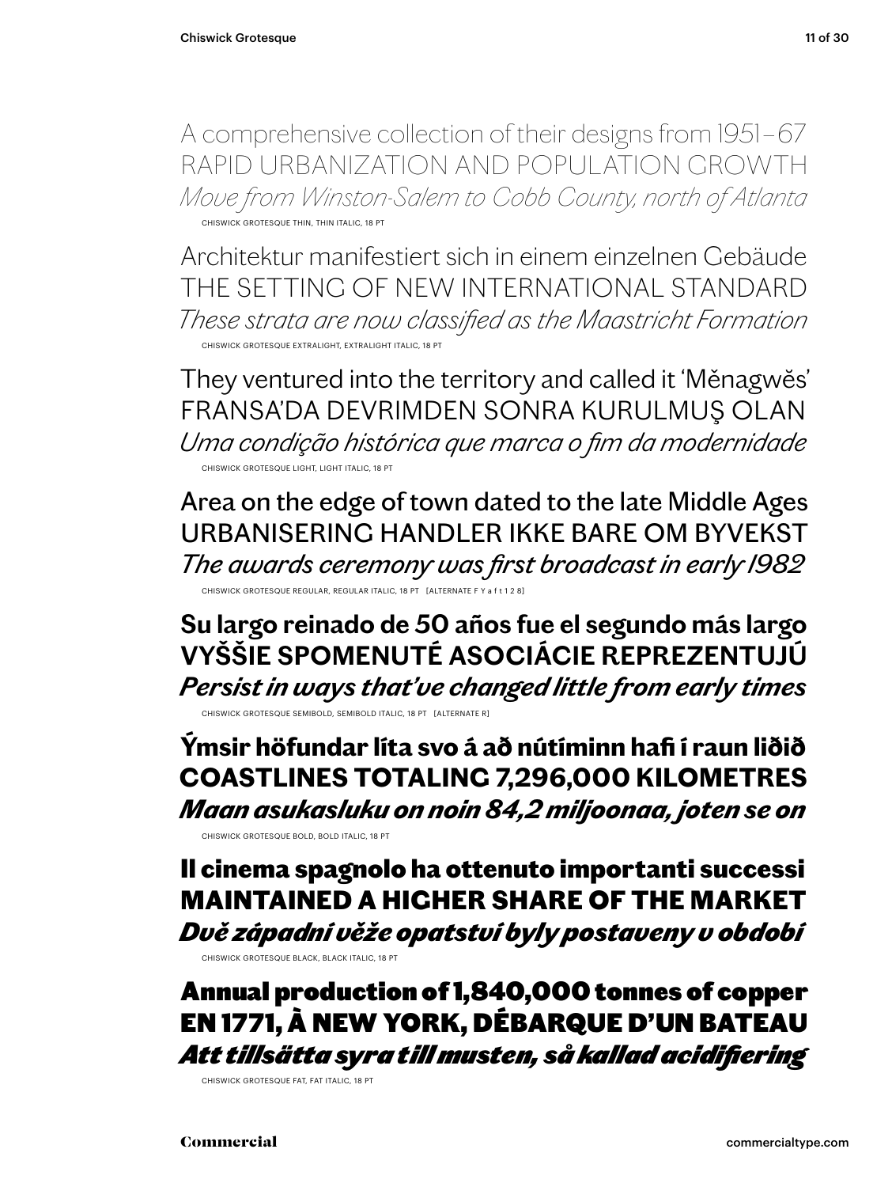A comprehensive collection of their designs from 1951–67
RAPID URBANIZATION AND POPULATION GROWTH
*Move from Winston-Salem to Cobb County, north of Atlanta*

CHISWICK GROTESQUE THIN, THIN ITALIC, 18 PT

Architektur manifestiert sich in einem einzelnen Gebäude
THE SETTING OF NEW INTERNATIONAL STANDARD
*These strata are now classified as the Maastricht Formation*

CHISWICK GROTESQUE EXTRALIGHT, EXTRALIGHT ITALIC, 18 PT

They ventured into the territory and called it 'Měnagwěs'
FRANSA'DA DEVRIMDEN SONRA KURULMUŞ OLAN
*Uma condição histórica que marca o fim da modernidade*

CHISWICK GROTESQUE LIGHT, LIGHT ITALIC, 18 PT

Area on the edge of town dated to the late Middle Ages
URBANISERING HANDLER IKKE BARE OM BYVEKST
*The awards ceremony was first broadcast in early 1982*

CHISWICK GROTESQUE REGULAR, REGULAR ITALIC, 18 PT [ALTERNATE F Y a f t 1 2 8]

**Su largo reinado de 50 años fue el segundo más largo**
**VYŠŠIE SPOMENUTÉ ASOCIÁCIE REPREZENTUJÚ**
***Persist in ways that've changed little from early times***

CHISWICK GROTESQUE SEMIBOLD, SEMIBOLD ITALIC, 18 PT [ALTERNATE R]

**Ýmsir höfundar líta svo á að nútíminn hafi í raun liðið**
**COASTLINES TOTALING 7,296,000 KILOMETRES**
***Maan asukasluku on noin 84,2 miljoonaa, joten se on***

CHISWICK GROTESQUE BOLD, BOLD ITALIC, 18 PT

**Il cinema spagnolo ha ottenuto importanti successi**
**MAINTAINED A HIGHER SHARE OF THE MARKET**
***Dvě západní věže opatství byly postaveny v období***

CHISWICK GROTESQUE BLACK, BLACK ITALIC, 18 PT

**Annual production of 1,840,000 tonnes of copper**
**EN 1771, À NEW YORK, DÉBARQUE D'UN BATEAU**
***Att tillsätta syra till musten, så kallad acidifiering***

CHISWICK GROTESQUE FAT, FAT ITALIC, 18 PT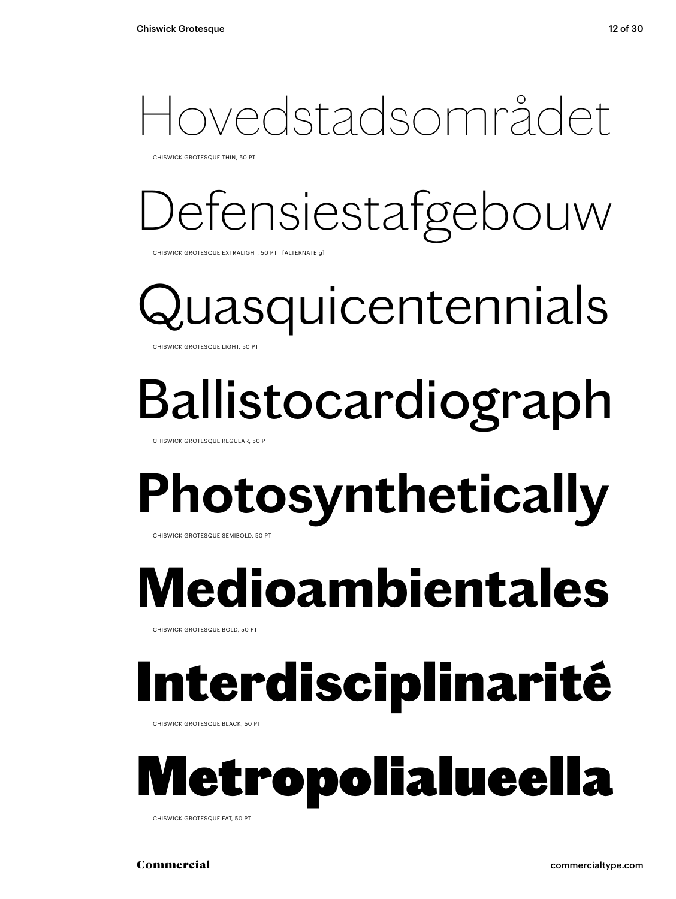Hovedstadsområdet

CHISWICK GROTESQUE THIN, 50 PT

Defensiestafgebouw

CHISWICK GROTESQUE EXTRALIGHT, 50 PT [ALTERNATE g]

Quasquicentennials

CHISWICK GROTESQUE LIGHT, 50 PT

Ballistocardiograph

CHISWICK GROTESQUE REGULAR, 50 PT

**Photosynthetically**

CHISWICK GROTESQUE SEMIBOLD, 50 PT

**Medioambientales**

CHISWICK GROTESQUE BOLD, 50 PT

**Interdisciplinarité**

CHISWICK GROTESQUE BLACK, 50 PT

**Metropolialueella**

CHISWICK GROTESQUE FAT, 50 PT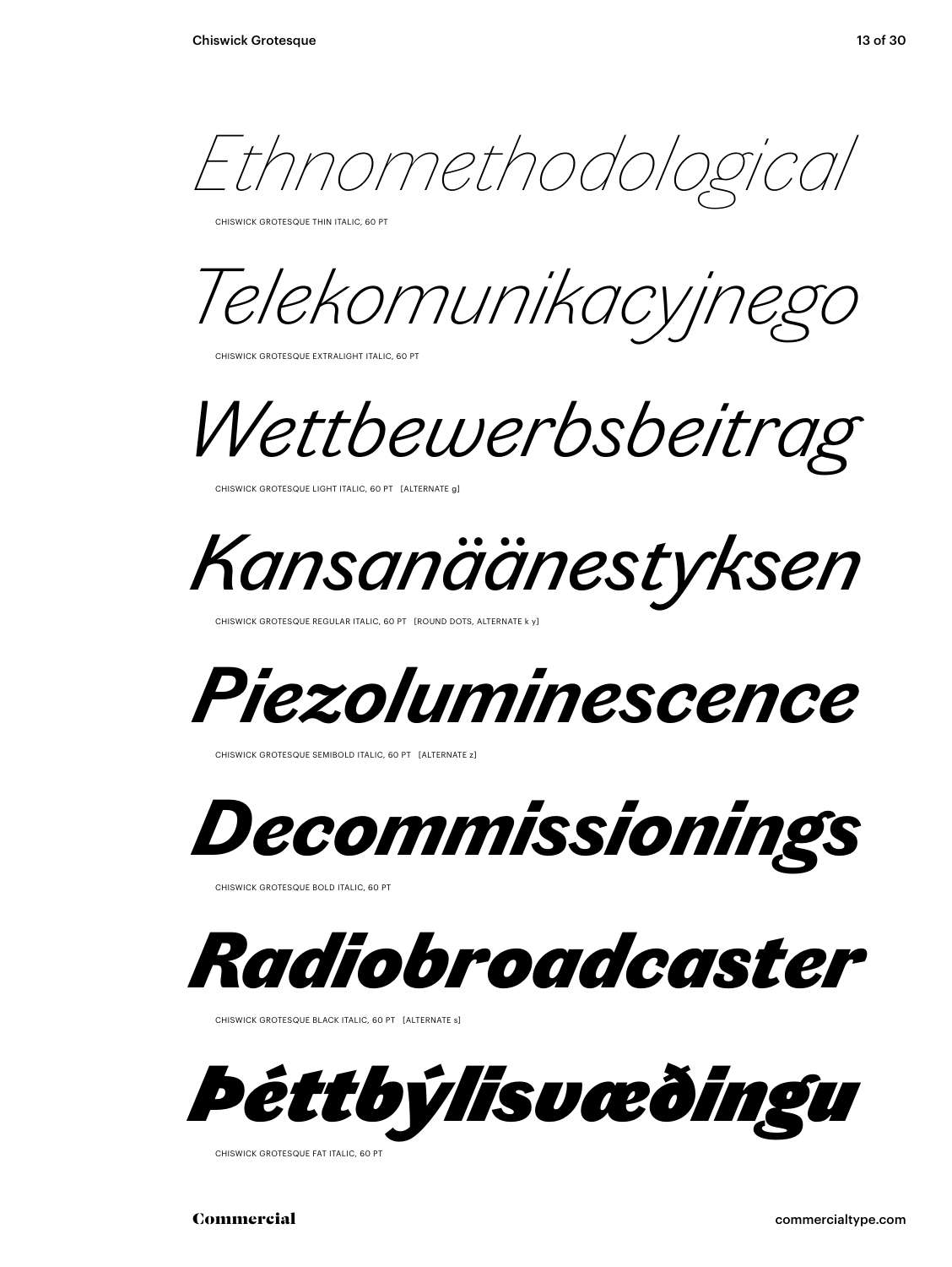*Ethnomethodological*

CHISWICK GROTESQUE THIN ITALIC, 60 PT

*Telekomunikacyjnego*

CHISWICK GROTESQUE EXTRALIGHT ITALIC, 60 PT

*Wettbewerbsbeitrag*

CHISWICK GROTESQUE LIGHT ITALIC, 60 PT [ALTERNATE g]

*Kansanäänestyksen*

CHISWICK GROTESQUE REGULAR ITALIC, 60 PT [ROUND DOTS, ALTERNATE k y]

***Piezoluminescence***

CHISWICK GROTESQUE SEMIBOLD ITALIC, 60 PT [ALTERNATE z]

***Decommissionings***

CHISWICK GROTESQUE BOLD ITALIC, 60 PT

***Radiobroadcaster***

CHISWICK GROTESQUE BLACK ITALIC, 60 PT [ALTERNATE s]

***Þéttbýlisvæðingu***

CHISWICK GROTESQUE FAT ITALIC, 60 PT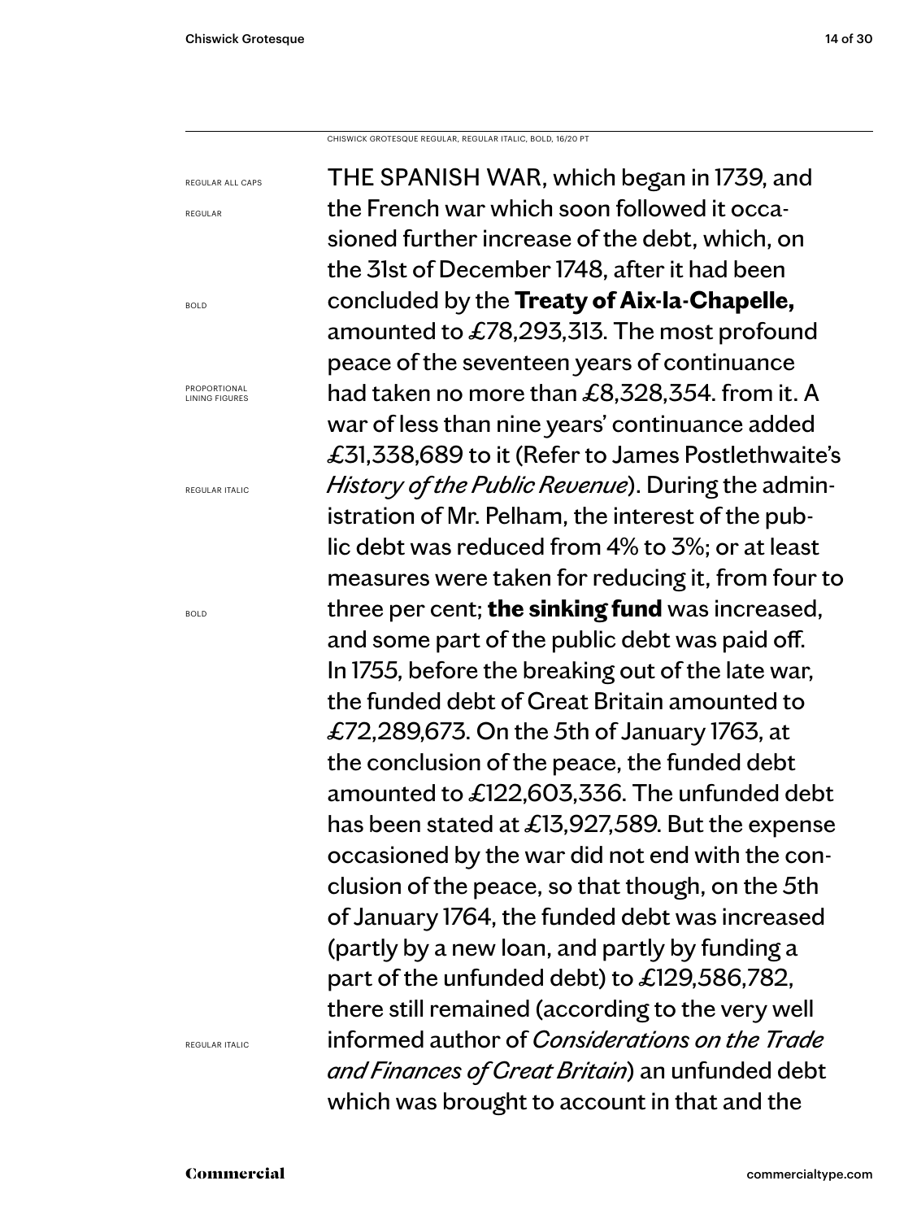CHISWICK GROTESQUE REGULAR, REGULAR ITALIC, BOLD, 16/20 PT

REGULAR ALL CAPS

REGULAR

BOLD

PROPORTIONAL LINING FIGURES

REGULAR ITALIC

BOLD

REGULAR ITALIC

THE SPANISH WAR, which began in 1739, and the French war which soon followed it occasioned further increase of the debt, which, on the 31st of December 1748, after it had been concluded by the **Treaty of Aix-la-Chapelle,** amounted to £78,293,313. The most profound peace of the seventeen years of continuance had taken no more than £8,328,354. from it. A war of less than nine years' continuance added £31,338,689 to it (Refer to James Postlethwaite's *History of the Public Revenue*). During the administration of Mr. Pelham, the interest of the public debt was reduced from 4% to 3%; or at least measures were taken for reducing it, from four to three per cent; **the sinking fund** was increased, and some part of the public debt was paid off. In 1755, before the breaking out of the late war, the funded debt of Great Britain amounted to £72,289,673. On the 5th of January 1763, at the conclusion of the peace, the funded debt amounted to £122,603,336. The unfunded debt has been stated at £13,927,589. But the expense occasioned by the war did not end with the conclusion of the peace, so that though, on the 5th of January 1764, the funded debt was increased (partly by a new loan, and partly by funding a part of the unfunded debt) to £129,586,782, there still remained (according to the very well informed author of *Considerations on the Trade and Finances of Great Britain*) an unfunded debt which was brought to account in that and the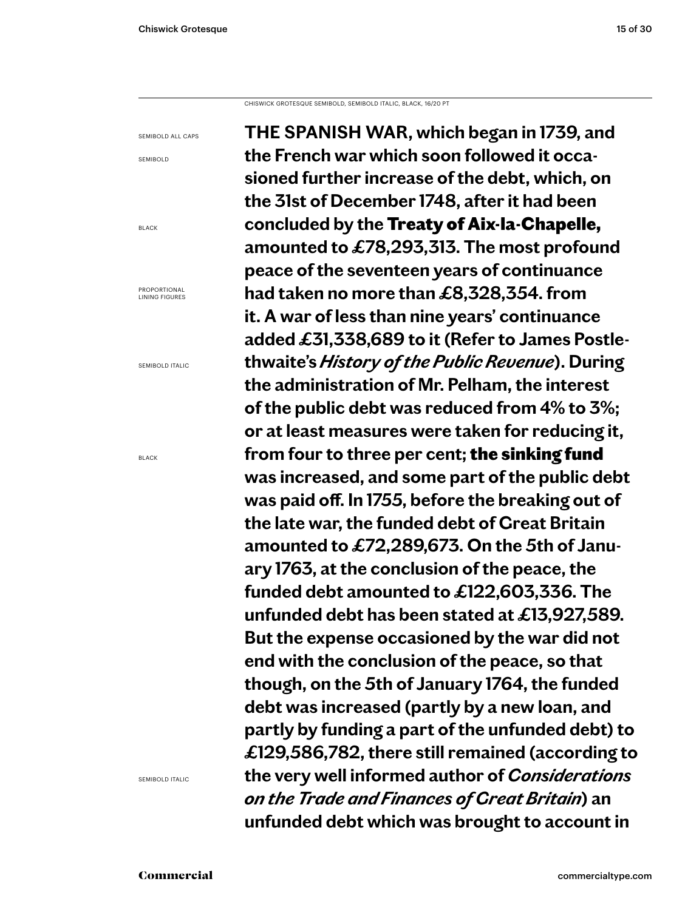CHISWICK GROTESQUE SEMIBOLD, SEMIBOLD ITALIC, BLACK, 16/20 PT

SEMIBOLD ALL CAPS

SEMIBOLD

BLACK

PROPORTIONAL LINING FIGURES

SEMIBOLD ITALIC

BLACK

SEMIBOLD ITALIC

**THE SPANISH WAR, which began in 1739, and the French war which soon followed it occasioned further increase of the debt, which, on the 31st of December 1748, after it had been concluded by the Treaty of Aix-la-Chapelle, amounted to £78,293,313. The most profound peace of the seventeen years of continuance had taken no more than £8,328,354. from it. A war of less than nine years' continuance added £31,338,689 to it (Refer to James Postlethwaite's *History of the Public Revenue*). During the administration of Mr. Pelham, the interest of the public debt was reduced from 4% to 3%; or at least measures were taken for reducing it, from four to three per cent; the sinking fund was increased, and some part of the public debt was paid off. In 1755, before the breaking out of the late war, the funded debt of Great Britain amounted to £72,289,673. On the 5th of January 1763, at the conclusion of the peace, the funded debt amounted to £122,603,336. The unfunded debt has been stated at £13,927,589. But the expense occasioned by the war did not end with the conclusion of the peace, so that though, on the 5th of January 1764, the funded debt was increased (partly by a new loan, and partly by funding a part of the unfunded debt) to £129,586,782, there still remained (according to the very well informed author of *Considerations on the Trade and Finances of Great Britain*) an unfunded debt which was brought to account in**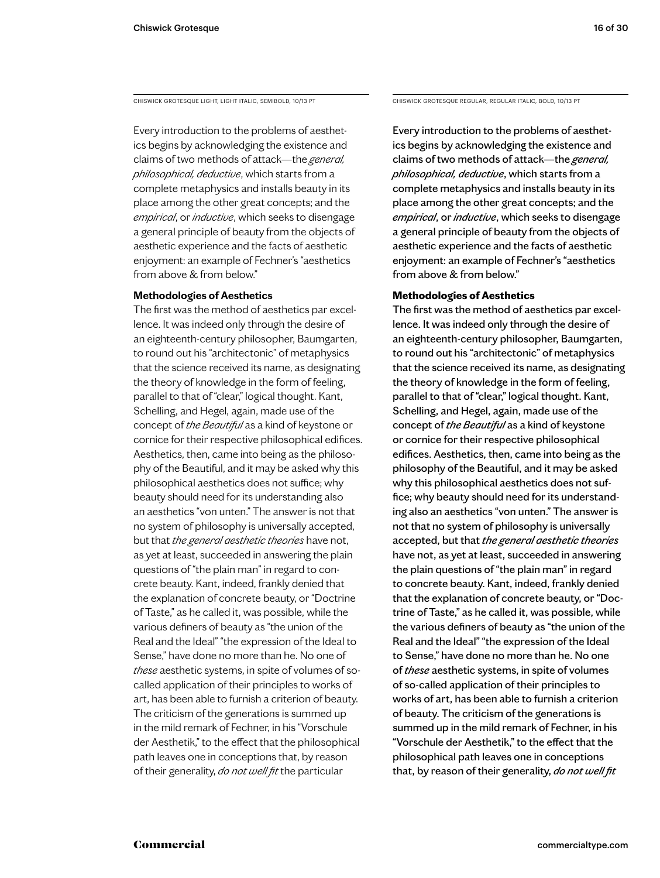CHISWICK GROTESQUE LIGHT, LIGHT ITALIC, SEMIBOLD, 10/13 PT

Every introduction to the problems of aesthetics begins by acknowledging the existence and claims of two methods of attack—the *general, philosophical, deductive*, which starts from a complete metaphysics and installs beauty in its place among the other great concepts; and the *empirical*, or *inductive*, which seeks to disengage a general principle of beauty from the objects of aesthetic experience and the facts of aesthetic enjoyment: an example of Fechner's "aesthetics from above & from below."

**Methodologies of Aesthetics**

The first was the method of aesthetics par excellence. It was indeed only through the desire of an eighteenth-century philosopher, Baumgarten, to round out his "architectonic" of metaphysics that the science received its name, as designating the theory of knowledge in the form of feeling, parallel to that of "clear," logical thought. Kant, Schelling, and Hegel, again, made use of the concept of *the Beautiful* as a kind of keystone or cornice for their respective philosophical edifices. Aesthetics, then, came into being as the philosophy of the Beautiful, and it may be asked why this philosophical aesthetics does not suffice; why beauty should need for its understanding also an aesthetics "von unten." The answer is not that no system of philosophy is universally accepted, but that *the general aesthetic theories* have not, as yet at least, succeeded in answering the plain questions of "the plain man" in regard to concrete beauty. Kant, indeed, frankly denied that the explanation of concrete beauty, or "Doctrine of Taste," as he called it, was possible, while the various definers of beauty as "the union of the Real and the Ideal" "the expression of the Ideal to Sense," have done no more than he. No one of *these* aesthetic systems, in spite of volumes of so-called application of their principles to works of art, has been able to furnish a criterion of beauty. The criticism of the generations is summed up in the mild remark of Fechner, in his "Vorschule der Aesthetik," to the effect that the philosophical path leaves one in conceptions that, by reason of their generality, *do not well fit* the particular

CHISWICK GROTESQUE REGULAR, REGULAR ITALIC, BOLD, 10/13 PT

Every introduction to the problems of aesthetics begins by acknowledging the existence and claims of two methods of attack—the *general, philosophical, deductive*, which starts from a complete metaphysics and installs beauty in its place among the other great concepts; and the *empirical*, or *inductive*, which seeks to disengage a general principle of beauty from the objects of aesthetic experience and the facts of aesthetic enjoyment: an example of Fechner's "aesthetics from above & from below."

**Methodologies of Aesthetics**

The first was the method of aesthetics par excellence. It was indeed only through the desire of an eighteenth-century philosopher, Baumgarten, to round out his "architectonic" of metaphysics that the science received its name, as designating the theory of knowledge in the form of feeling, parallel to that of "clear," logical thought. Kant, Schelling, and Hegel, again, made use of the concept of *the Beautiful* as a kind of keystone or cornice for their respective philosophical edifices. Aesthetics, then, came into being as the philosophy of the Beautiful, and it may be asked why this philosophical aesthetics does not suffice; why beauty should need for its understanding also an aesthetics "von unten." The answer is not that no system of philosophy is universally accepted, but that *the general aesthetic theories* have not, as yet at least, succeeded in answering the plain questions of "the plain man" in regard to concrete beauty. Kant, indeed, frankly denied that the explanation of concrete beauty, or "Doctrine of Taste," as he called it, was possible, while the various definers of beauty as "the union of the Real and the Ideal" "the expression of the Ideal to Sense," have done no more than he. No one of *these* aesthetic systems, in spite of volumes of so-called application of their principles to works of art, has been able to furnish a criterion of beauty. The criticism of the generations is summed up in the mild remark of Fechner, in his "Vorschule der Aesthetik," to the effect that the philosophical path leaves one in conceptions that, by reason of their generality, *do not well fit*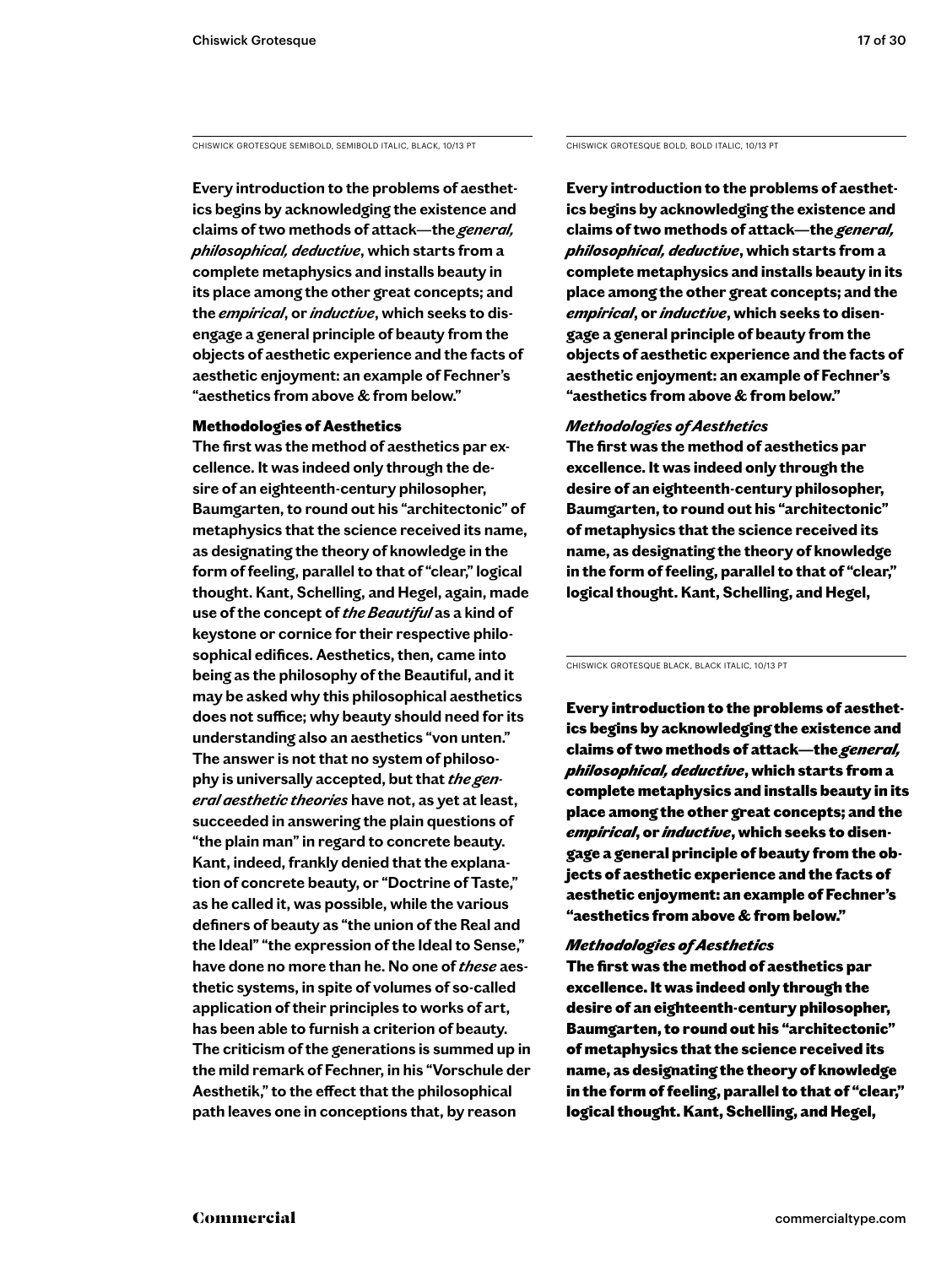CHISWICK GROTESQUE SEMIBOLD, SEMIBOLD ITALIC, BLACK, 10/13 PT

**Every introduction to the problems of aesthetics begins by acknowledging the existence and claims of two methods of attack—the *general, philosophical, deductive*, which starts from a complete metaphysics and installs beauty in its place among the other great concepts; and the *empirical*, or *inductive*, which seeks to disengage a general principle of beauty from the objects of aesthetic experience and the facts of aesthetic enjoyment: an example of Fechner's "aesthetics from above & from below."**

### Methodologies of Aesthetics

**The first was the method of aesthetics par excellence. It was indeed only through the desire of an eighteenth-century philosopher, Baumgarten, to round out his "architectonic" of metaphysics that the science received its name, as designating the theory of knowledge in the form of feeling, parallel to that of "clear," logical thought. Kant, Schelling, and Hegel, again, made use of the concept of *the Beautiful* as a kind of keystone or cornice for their respective philosophical edifices. Aesthetics, then, came into being as the philosophy of the Beautiful, and it may be asked why this philosophical aesthetics does not suffice; why beauty should need for its understanding also an aesthetics "von unten." The answer is not that no system of philosophy is universally accepted, but that *the general aesthetic theories* have not, as yet at least, succeeded in answering the plain questions of "the plain man" in regard to concrete beauty. Kant, indeed, frankly denied that the explanation of concrete beauty, or "Doctrine of Taste," as he called it, was possible, while the various definers of beauty as "the union of the Real and the Ideal" "the expression of the Ideal to Sense," have done no more than he. No one of *these* aesthetic systems, in spite of volumes of so-called application of their principles to works of art, has been able to furnish a criterion of beauty. The criticism of the generations is summed up in the mild remark of Fechner, in his "Vorschule der Aesthetik," to the effect that the philosophical path leaves one in conceptions that, by reason**

CHISWICK GROTESQUE BOLD, BOLD ITALIC, 10/13 PT

**Every introduction to the problems of aesthetics begins by acknowledging the existence and claims of two methods of attack—the *general, philosophical, deductive*, which starts from a complete metaphysics and installs beauty in its place among the other great concepts; and the *empirical*, or *inductive*, which seeks to disengage a general principle of beauty from the objects of aesthetic experience and the facts of aesthetic enjoyment: an example of Fechner's "aesthetics from above & from below."**

***Methodologies of Aesthetics***

**The first was the method of aesthetics par excellence. It was indeed only through the desire of an eighteenth-century philosopher, Baumgarten, to round out his "architectonic" of metaphysics that the science received its name, as designating the theory of knowledge in the form of feeling, parallel to that of "clear," logical thought. Kant, Schelling, and Hegel,**

CHISWICK GROTESQUE BLACK, BLACK ITALIC, 10/13 PT

**Every introduction to the problems of aesthetics begins by acknowledging the existence and claims of two methods of attack—the *general, philosophical, deductive*, which starts from a complete metaphysics and installs beauty in its place among the other great concepts; and the *empirical*, or *inductive*, which seeks to disengage a general principle of beauty from the objects of aesthetic experience and the facts of aesthetic enjoyment: an example of Fechner's "aesthetics from above & from below."**

***Methodologies of Aesthetics***

**The first was the method of aesthetics par excellence. It was indeed only through the desire of an eighteenth-century philosopher, Baumgarten, to round out his "architectonic" of metaphysics that the science received its name, as designating the theory of knowledge in the form of feeling, parallel to that of "clear," logical thought. Kant, Schelling, and Hegel,**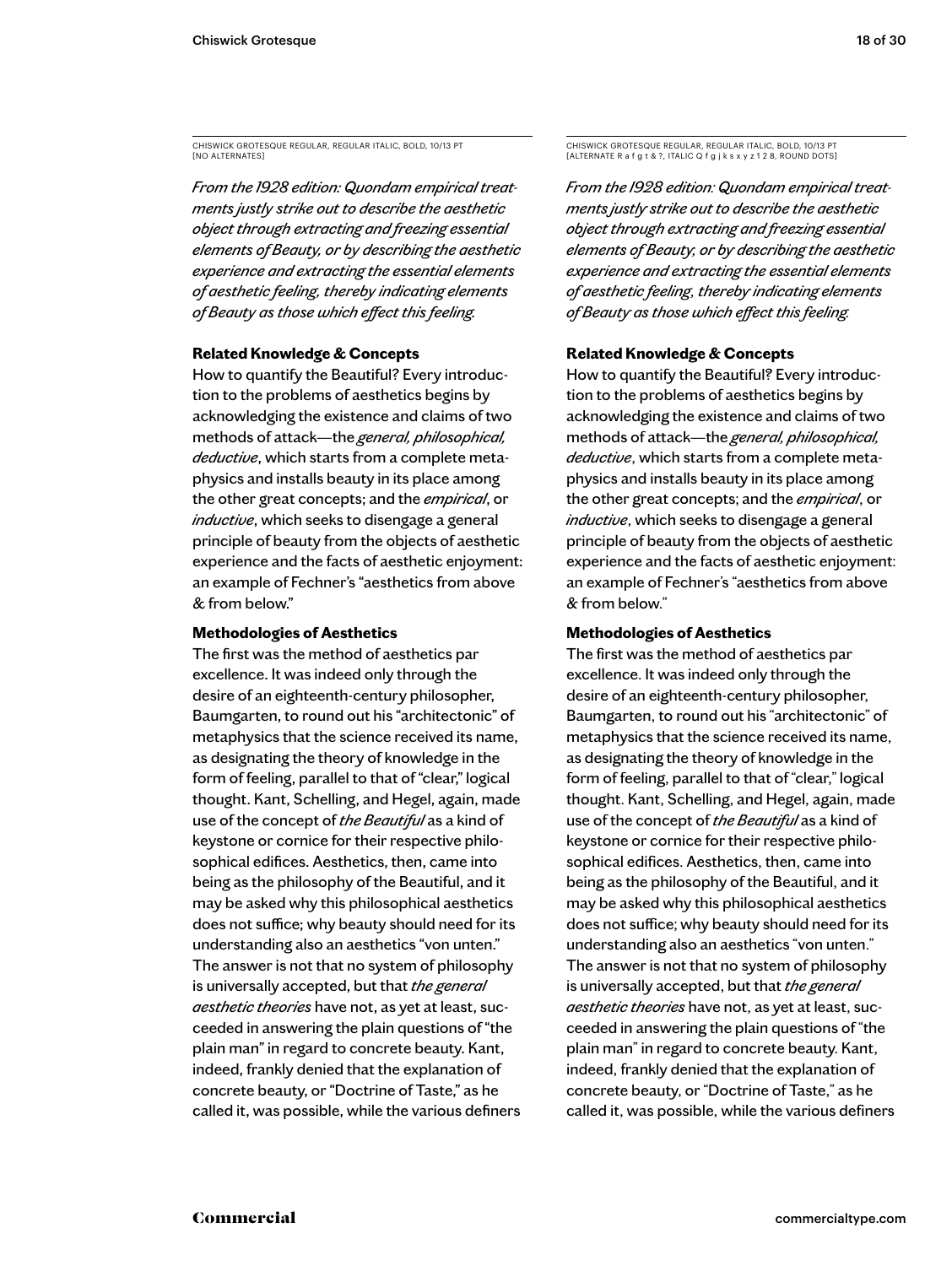CHISWICK GROTESQUE REGULAR, REGULAR ITALIC, BOLD, 10/13 PT
[NO ALTERNATES]

*From the 1928 edition: Quondam empirical treatments justly strike out to describe the aesthetic object through extracting and freezing essential elements of Beauty, or by describing the aesthetic experience and extracting the essential elements of aesthetic feeling, thereby indicating elements of Beauty as those which effect this feeling.*

**Related Knowledge & Concepts**

How to quantify the Beautiful? Every introduction to the problems of aesthetics begins by acknowledging the existence and claims of two methods of attack—the *general, philosophical, deductive*, which starts from a complete metaphysics and installs beauty in its place among the other great concepts; and the *empirical*, or *inductive*, which seeks to disengage a general principle of beauty from the objects of aesthetic experience and the facts of aesthetic enjoyment: an example of Fechner's "aesthetics from above & from below."

**Methodologies of Aesthetics**

The first was the method of aesthetics par excellence. It was indeed only through the desire of an eighteenth-century philosopher, Baumgarten, to round out his "architectonic" of metaphysics that the science received its name, as designating the theory of knowledge in the form of feeling, parallel to that of "clear," logical thought. Kant, Schelling, and Hegel, again, made use of the concept of *the Beautiful* as a kind of keystone or cornice for their respective philosophical edifices. Aesthetics, then, came into being as the philosophy of the Beautiful, and it may be asked why this philosophical aesthetics does not suffice; why beauty should need for its understanding also an aesthetics "von unten." The answer is not that no system of philosophy is universally accepted, but that *the general aesthetic theories* have not, as yet at least, succeeded in answering the plain questions of "the plain man" in regard to concrete beauty. Kant, indeed, frankly denied that the explanation of concrete beauty, or "Doctrine of Taste," as he called it, was possible, while the various definers

CHISWICK GROTESQUE REGULAR, REGULAR ITALIC, BOLD, 10/13 PT
[ALTERNATE R a f g t & ?, ITALIC Q f g j k s x y z 1 2 8, ROUND DOTS]

*From the 1928 edition: Quondam empirical treatments justly strike out to describe the aesthetic object through extracting and freezing essential elements of Beauty, or by describing the aesthetic experience and extracting the essential elements of aesthetic feeling, thereby indicating elements of Beauty as those which effect this feeling.*

**Related Knowledge & Concepts**

How to quantify the Beautiful? Every introduction to the problems of aesthetics begins by acknowledging the existence and claims of two methods of attack—the *general, philosophical, deductive*, which starts from a complete metaphysics and installs beauty in its place among the other great concepts; and the *empirical*, or *inductive*, which seeks to disengage a general principle of beauty from the objects of aesthetic experience and the facts of aesthetic enjoyment: an example of Fechner's "aesthetics from above & from below."

**Methodologies of Aesthetics**

The first was the method of aesthetics par excellence. It was indeed only through the desire of an eighteenth-century philosopher, Baumgarten, to round out his "architectonic" of metaphysics that the science received its name, as designating the theory of knowledge in the form of feeling, parallel to that of "clear," logical thought. Kant, Schelling, and Hegel, again, made use of the concept of *the Beautiful* as a kind of keystone or cornice for their respective philosophical edifices. Aesthetics, then, came into being as the philosophy of the Beautiful, and it may be asked why this philosophical aesthetics does not suffice; why beauty should need for its understanding also an aesthetics "von unten." The answer is not that no system of philosophy is universally accepted, but that *the general aesthetic theories* have not, as yet at least, succeeded in answering the plain questions of "the plain man" in regard to concrete beauty. Kant, indeed, frankly denied that the explanation of concrete beauty, or "Doctrine of Taste," as he called it, was possible, while the various definers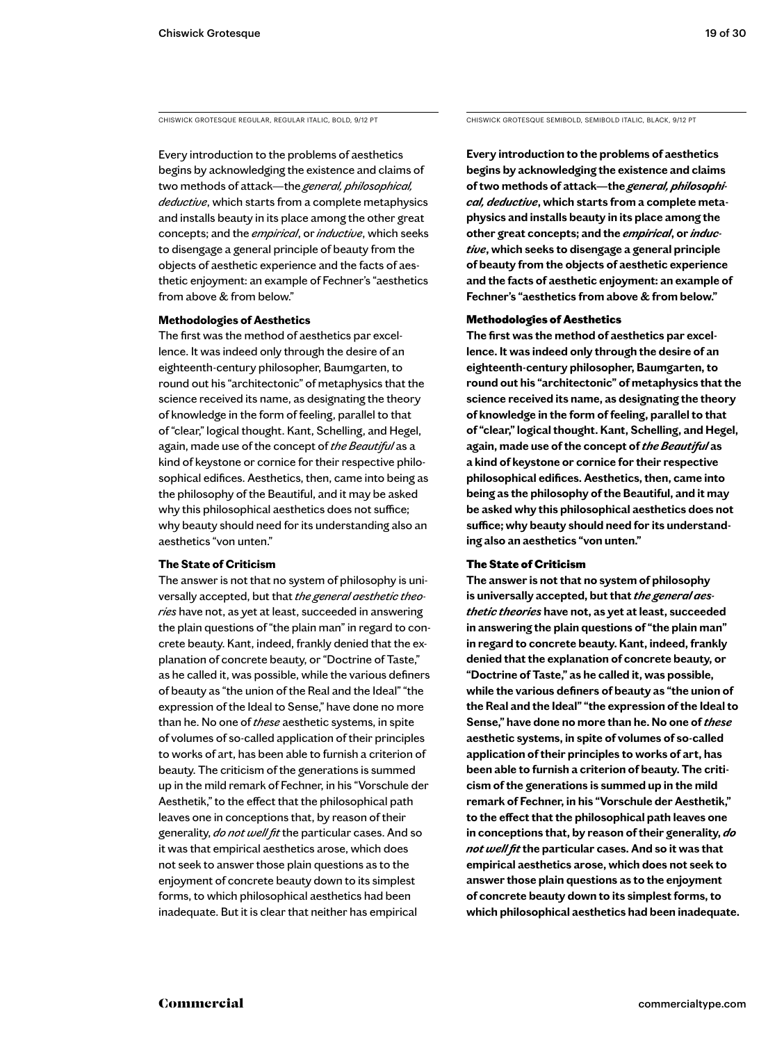CHISWICK GROTESQUE REGULAR, REGULAR ITALIC, BOLD, 9/12 PT

Every introduction to the problems of aesthetics begins by acknowledging the existence and claims of two methods of attack—the *general, philosophical, deductive*, which starts from a complete metaphysics and installs beauty in its place among the other great concepts; and the *empirical*, or *inductive*, which seeks to disengage a general principle of beauty from the objects of aesthetic experience and the facts of aesthetic enjoyment: an example of Fechner's "aesthetics from above & from below."

**Methodologies of Aesthetics**

The first was the method of aesthetics par excellence. It was indeed only through the desire of an eighteenth-century philosopher, Baumgarten, to round out his "architectonic" of metaphysics that the science received its name, as designating the theory of knowledge in the form of feeling, parallel to that of "clear," logical thought. Kant, Schelling, and Hegel, again, made use of the concept of *the Beautiful* as a kind of keystone or cornice for their respective philosophical edifices. Aesthetics, then, came into being as the philosophy of the Beautiful, and it may be asked why this philosophical aesthetics does not suffice; why beauty should need for its understanding also an aesthetics "von unten."

**The State of Criticism**

The answer is not that no system of philosophy is universally accepted, but that *the general aesthetic theories* have not, as yet at least, succeeded in answering the plain questions of "the plain man" in regard to concrete beauty. Kant, indeed, frankly denied that the explanation of concrete beauty, or "Doctrine of Taste," as he called it, was possible, while the various definers of beauty as "the union of the Real and the Ideal" "the expression of the Ideal to Sense," have done no more than he. No one of *these* aesthetic systems, in spite of volumes of so-called application of their principles to works of art, has been able to furnish a criterion of beauty. The criticism of the generations is summed up in the mild remark of Fechner, in his "Vorschule der Aesthetik," to the effect that the philosophical path leaves one in conceptions that, by reason of their generality, *do not well fit* the particular cases. And so it was that empirical aesthetics arose, which does not seek to answer those plain questions as to the enjoyment of concrete beauty down to its simplest forms, to which philosophical aesthetics had been inadequate. But it is clear that neither has empirical

CHISWICK GROTESQUE SEMIBOLD, SEMIBOLD ITALIC, BLACK, 9/12 PT

**Every introduction to the problems of aesthetics begins by acknowledging the existence and claims of two methods of attack—the *general, philosophical, deductive*, which starts from a complete metaphysics and installs beauty in its place among the other great concepts; and the *empirical*, or *inductive*, which seeks to disengage a general principle of beauty from the objects of aesthetic experience and the facts of aesthetic enjoyment: an example of Fechner's "aesthetics from above & from below."**

**Methodologies of Aesthetics**

**The first was the method of aesthetics par excellence. It was indeed only through the desire of an eighteenth-century philosopher, Baumgarten, to round out his "architectonic" of metaphysics that the science received its name, as designating the theory of knowledge in the form of feeling, parallel to that of "clear," logical thought. Kant, Schelling, and Hegel, again, made use of the concept of *the Beautiful* as a kind of keystone or cornice for their respective philosophical edifices. Aesthetics, then, came into being as the philosophy of the Beautiful, and it may be asked why this philosophical aesthetics does not suffice; why beauty should need for its understanding also an aesthetics "von unten."**

**The State of Criticism**

**The answer is not that no system of philosophy is universally accepted, but that *the general aesthetic theories* have not, as yet at least, succeeded in answering the plain questions of "the plain man" in regard to concrete beauty. Kant, indeed, frankly denied that the explanation of concrete beauty, or "Doctrine of Taste," as he called it, was possible, while the various definers of beauty as "the union of the Real and the Ideal" "the expression of the Ideal to Sense," have done no more than he. No one of *these* aesthetic systems, in spite of volumes of so-called application of their principles to works of art, has been able to furnish a criterion of beauty. The criticism of the generations is summed up in the mild remark of Fechner, in his "Vorschule der Aesthetik," to the effect that the philosophical path leaves one in conceptions that, by reason of their generality, *do not well fit* the particular cases. And so it was that empirical aesthetics arose, which does not seek to answer those plain questions as to the enjoyment of concrete beauty down to its simplest forms, to which philosophical aesthetics had been inadequate.**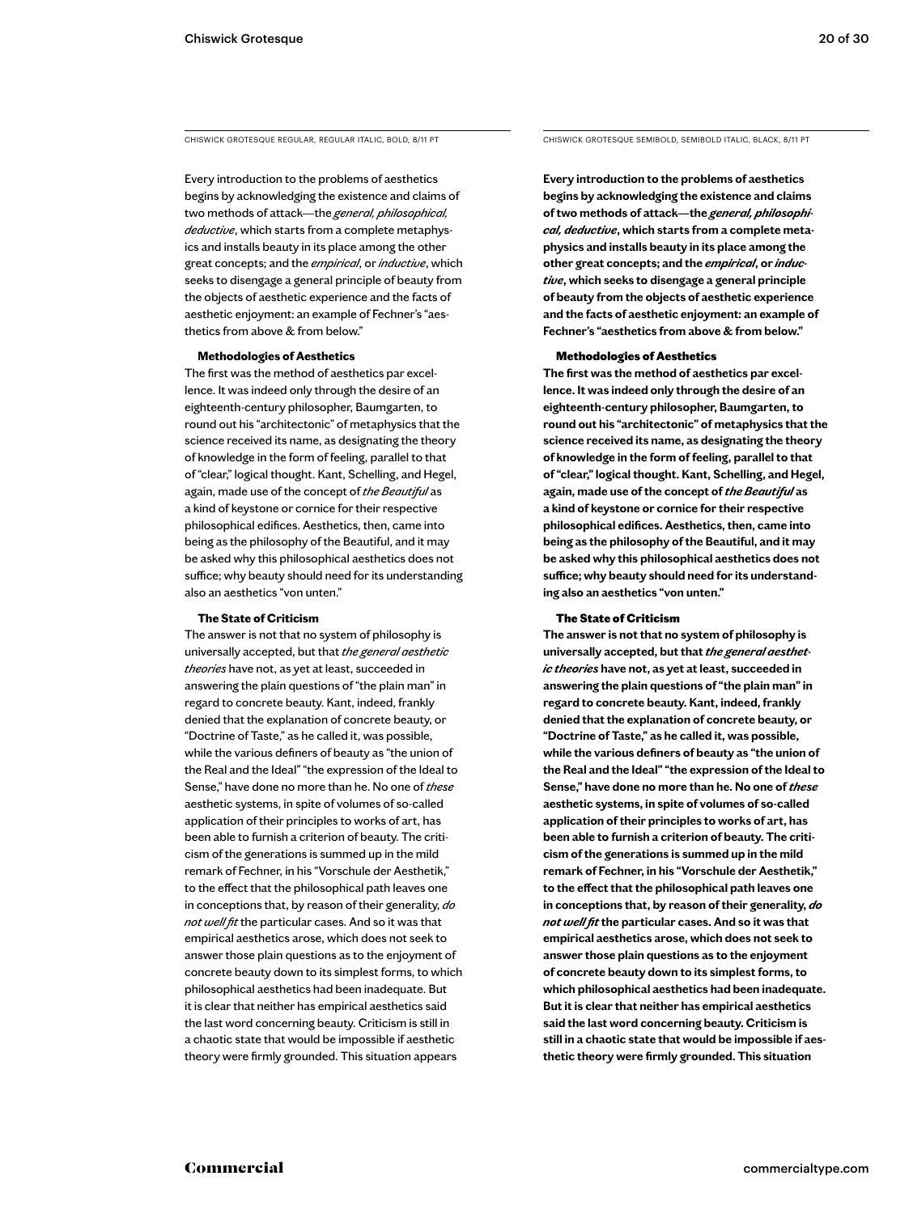CHISWICK GROTESQUE REGULAR, REGULAR ITALIC, BOLD, 8/11 PT

Every introduction to the problems of aesthetics begins by acknowledging the existence and claims of two methods of attack—the *general, philosophical, deductive*, which starts from a complete metaphysics and installs beauty in its place among the other great concepts; and the *empirical*, or *inductive*, which seeks to disengage a general principle of beauty from the objects of aesthetic experience and the facts of aesthetic enjoyment: an example of Fechner's "aesthetics from above & from below."

**Methodologies of Aesthetics**

The first was the method of aesthetics par excellence. It was indeed only through the desire of an eighteenth-century philosopher, Baumgarten, to round out his "architectonic" of metaphysics that the science received its name, as designating the theory of knowledge in the form of feeling, parallel to that of "clear," logical thought. Kant, Schelling, and Hegel, again, made use of the concept of *the Beautiful* as a kind of keystone or cornice for their respective philosophical edifices. Aesthetics, then, came into being as the philosophy of the Beautiful, and it may be asked why this philosophical aesthetics does not suffice; why beauty should need for its understanding also an aesthetics "von unten."

**The State of Criticism**

The answer is not that no system of philosophy is universally accepted, but that *the general aesthetic theories* have not, as yet at least, succeeded in answering the plain questions of "the plain man" in regard to concrete beauty. Kant, indeed, frankly denied that the explanation of concrete beauty, or "Doctrine of Taste," as he called it, was possible, while the various definers of beauty as "the union of the Real and the Ideal" "the expression of the Ideal to Sense," have done no more than he. No one of *these* aesthetic systems, in spite of volumes of so-called application of their principles to works of art, has been able to furnish a criterion of beauty. The criticism of the generations is summed up in the mild remark of Fechner, in his "Vorschule der Aesthetik," to the effect that the philosophical path leaves one in conceptions that, by reason of their generality, *do not well fit* the particular cases. And so it was that empirical aesthetics arose, which does not seek to answer those plain questions as to the enjoyment of concrete beauty down to its simplest forms, to which philosophical aesthetics had been inadequate. But it is clear that neither has empirical aesthetics said the last word concerning beauty. Criticism is still in a chaotic state that would be impossible if aesthetic theory were firmly grounded. This situation appears

CHISWICK GROTESQUE SEMIBOLD, SEMIBOLD ITALIC, BLACK, 8/11 PT

**Every introduction to the problems of aesthetics begins by acknowledging the existence and claims of two methods of attack—the *general, philosophical, deductive*, which starts from a complete metaphysics and installs beauty in its place among the other great concepts; and the *empirical*, or *inductive*, which seeks to disengage a general principle of beauty from the objects of aesthetic experience and the facts of aesthetic enjoyment: an example of Fechner's "aesthetics from above & from below."**

**Methodologies of Aesthetics**

**The first was the method of aesthetics par excellence. It was indeed only through the desire of an eighteenth-century philosopher, Baumgarten, to round out his "architectonic" of metaphysics that the science received its name, as designating the theory of knowledge in the form of feeling, parallel to that of "clear," logical thought. Kant, Schelling, and Hegel, again, made use of the concept of *the Beautiful* as a kind of keystone or cornice for their respective philosophical edifices. Aesthetics, then, came into being as the philosophy of the Beautiful, and it may be asked why this philosophical aesthetics does not suffice; why beauty should need for its understanding also an aesthetics "von unten."**

**The State of Criticism**

**The answer is not that no system of philosophy is universally accepted, but that *the general aesthetic theories* have not, as yet at least, succeeded in answering the plain questions of "the plain man" in regard to concrete beauty. Kant, indeed, frankly denied that the explanation of concrete beauty, or "Doctrine of Taste," as he called it, was possible, while the various definers of beauty as "the union of the Real and the Ideal" "the expression of the Ideal to Sense," have done no more than he. No one of *these* aesthetic systems, in spite of volumes of so-called application of their principles to works of art, has been able to furnish a criterion of beauty. The criticism of the generations is summed up in the mild remark of Fechner, in his "Vorschule der Aesthetik," to the effect that the philosophical path leaves one in conceptions that, by reason of their generality, *do not well fit* the particular cases. And so it was that empirical aesthetics arose, which does not seek to answer those plain questions as to the enjoyment of concrete beauty down to its simplest forms, to which philosophical aesthetics had been inadequate. But it is clear that neither has empirical aesthetics said the last word concerning beauty. Criticism is still in a chaotic state that would be impossible if aesthetic theory were firmly grounded. This situation**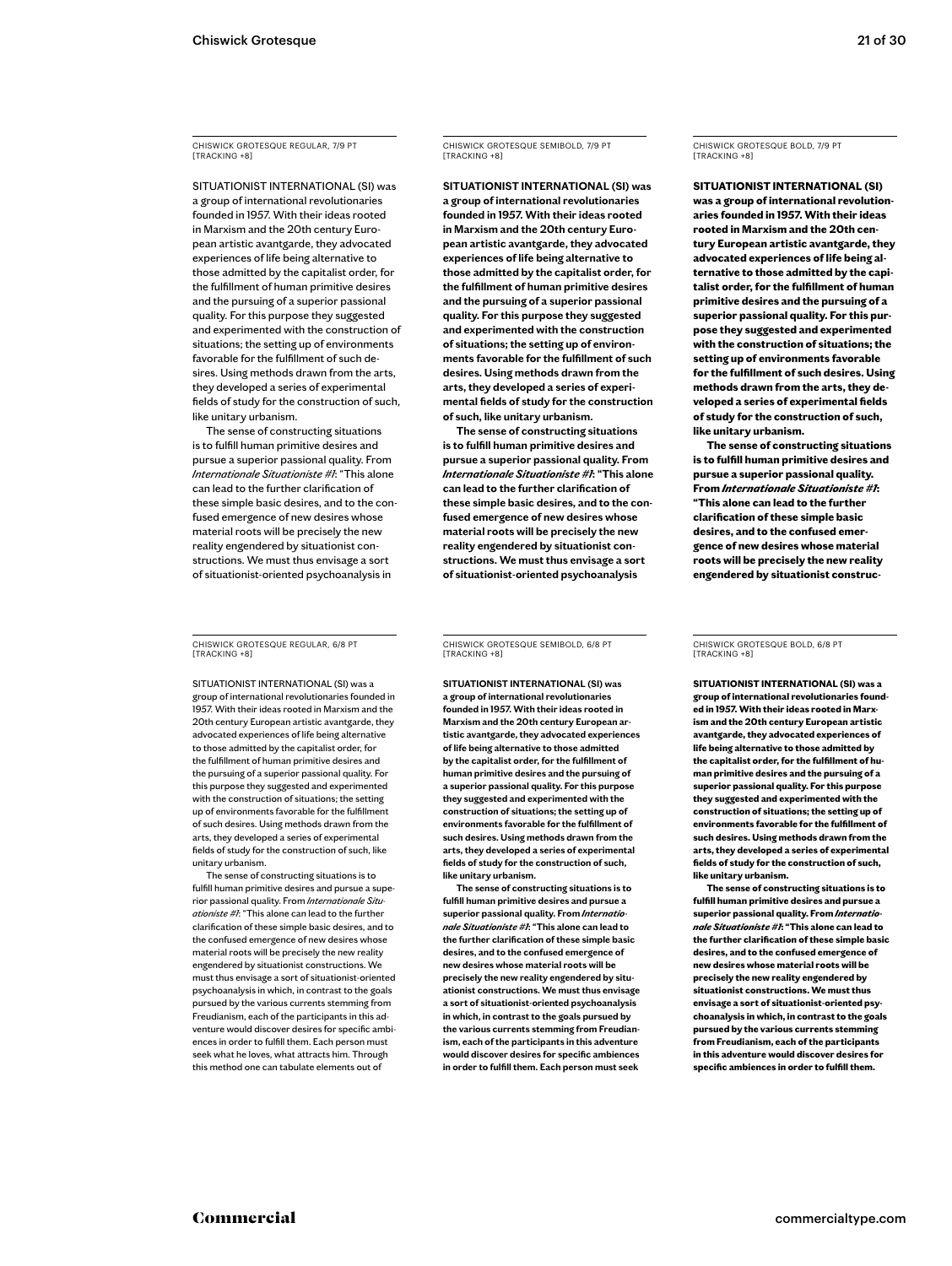CHISWICK GROTESQUE REGULAR, 7/9 PT [TRACKING +8]

SITUATIONIST INTERNATIONAL (SI) was a group of international revolutionaries founded in 1957. With their ideas rooted in Marxism and the 20th century European artistic avantgarde, they advocated experiences of life being alternative to those admitted by the capitalist order, for the fulfillment of human primitive desires and the pursuing of a superior passional quality. For this purpose they suggested and experimented with the construction of situations; the setting up of environments favorable for the fulfillment of such desires. Using methods drawn from the arts, they developed a series of experimental fields of study for the construction of such, like unitary urbanism.

The sense of constructing situations is to fulfill human primitive desires and pursue a superior passional quality. From *Internationale Situationiste #1*: "This alone can lead to the further clarification of these simple basic desires, and to the confused emergence of new desires whose material roots will be precisely the new reality engendered by situationist constructions. We must thus envisage a sort of situationist-oriented psychoanalysis in

CHISWICK GROTESQUE SEMIBOLD, 7/9 PT [TRACKING +8]

**SITUATIONIST INTERNATIONAL (SI) was a group of international revolutionaries founded in 1957. With their ideas rooted in Marxism and the 20th century European artistic avantgarde, they advocated experiences of life being alternative to those admitted by the capitalist order, for the fulfillment of human primitive desires and the pursuing of a superior passional quality. For this purpose they suggested and experimented with the construction of situations; the setting up of environments favorable for the fulfillment of such desires. Using methods drawn from the arts, they developed a series of experimental fields of study for the construction of such, like unitary urbanism.**

**The sense of constructing situations is to fulfill human primitive desires and pursue a superior passional quality. From *Internationale Situationiste #1*: "This alone can lead to the further clarification of these simple basic desires, and to the confused emergence of new desires whose material roots will be precisely the new reality engendered by situationist constructions. We must thus envisage a sort of situationist-oriented psychoanalysis**

CHISWICK GROTESQUE BOLD, 7/9 PT [TRACKING +8]

**SITUATIONIST INTERNATIONAL (SI) was a group of international revolutionaries founded in 1957. With their ideas rooted in Marxism and the 20th century European artistic avantgarde, they advocated experiences of life being alternative to those admitted by the capitalist order, for the fulfillment of human primitive desires and the pursuing of a superior passional quality. For this purpose they suggested and experimented with the construction of situations; the setting up of environments favorable for the fulfillment of such desires. Using methods drawn from the arts, they developed a series of experimental fields of study for the construction of such, like unitary urbanism.**

**The sense of constructing situations is to fulfill human primitive desires and pursue a superior passional quality. From *Internationale Situationiste #1*: "This alone can lead to the further clarification of these simple basic desires, and to the confused emergence of new desires whose material roots will be precisely the new reality engendered by situationist construc-**

CHISWICK GROTESQUE REGULAR, 6/8 PT [TRACKING +8]

SITUATIONIST INTERNATIONAL (SI) was a group of international revolutionaries founded in 1957. With their ideas rooted in Marxism and the 20th century European artistic avantgarde, they advocated experiences of life being alternative to those admitted by the capitalist order, for the fulfillment of human primitive desires and the pursuing of a superior passional quality. For this purpose they suggested and experimented with the construction of situations; the setting up of environments favorable for the fulfillment of such desires. Using methods drawn from the arts, they developed a series of experimental fields of study for the construction of such, like unitary urbanism.

The sense of constructing situations is to fulfill human primitive desires and pursue a superior passional quality. From *Internationale Situationiste #1*: "This alone can lead to the further clarification of these simple basic desires, and to the confused emergence of new desires whose material roots will be precisely the new reality engendered by situationist constructions. We must thus envisage a sort of situationist-oriented psychoanalysis in which, in contrast to the goals pursued by the various currents stemming from Freudianism, each of the participants in this adventure would discover desires for specific ambiences in order to fulfill them. Each person must seek what he loves, what attracts him. Through this method one can tabulate elements out of

CHISWICK GROTESQUE SEMIBOLD, 6/8 PT [TRACKING +8]

**SITUATIONIST INTERNATIONAL (SI) was a group of international revolutionaries founded in 1957. With their ideas rooted in Marxism and the 20th century European artistic avantgarde, they advocated experiences of life being alternative to those admitted by the capitalist order, for the fulfillment of human primitive desires and the pursuing of a superior passional quality. For this purpose they suggested and experimented with the construction of situations; the setting up of environments favorable for the fulfillment of such desires. Using methods drawn from the arts, they developed a series of experimental fields of study for the construction of such, like unitary urbanism.**

**The sense of constructing situations is to fulfill human primitive desires and pursue a superior passional quality. From *Internationale Situationiste #1*: "This alone can lead to the further clarification of these simple basic desires, and to the confused emergence of new desires whose material roots will be precisely the new reality engendered by situationist constructions. We must thus envisage a sort of situationist-oriented psychoanalysis in which, in contrast to the goals pursued by the various currents stemming from Freudianism, each of the participants in this adventure would discover desires for specific ambiences in order to fulfill them. Each person must seek**

CHISWICK GROTESQUE BOLD, 6/8 PT [TRACKING +8]

**SITUATIONIST INTERNATIONAL (SI) was a group of international revolutionaries founded in 1957. With their ideas rooted in Marxism and the 20th century European artistic avantgarde, they advocated experiences of life being alternative to those admitted by the capitalist order, for the fulfillment of human primitive desires and the pursuing of a superior passional quality. For this purpose they suggested and experimented with the construction of situations; the setting up of environments favorable for the fulfillment of such desires. Using methods drawn from the arts, they developed a series of experimental fields of study for the construction of such, like unitary urbanism.**

**The sense of constructing situations is to fulfill human primitive desires and pursue a superior passional quality. From *Internationale Situationiste #1*: "This alone can lead to the further clarification of these simple basic desires, and to the confused emergence of new desires whose material roots will be precisely the new reality engendered by situationist constructions. We must thus envisage a sort of situationist-oriented psychoanalysis in which, in contrast to the goals pursued by the various currents stemming from Freudianism, each of the participants in this adventure would discover desires for specific ambiences in order to fulfill them.**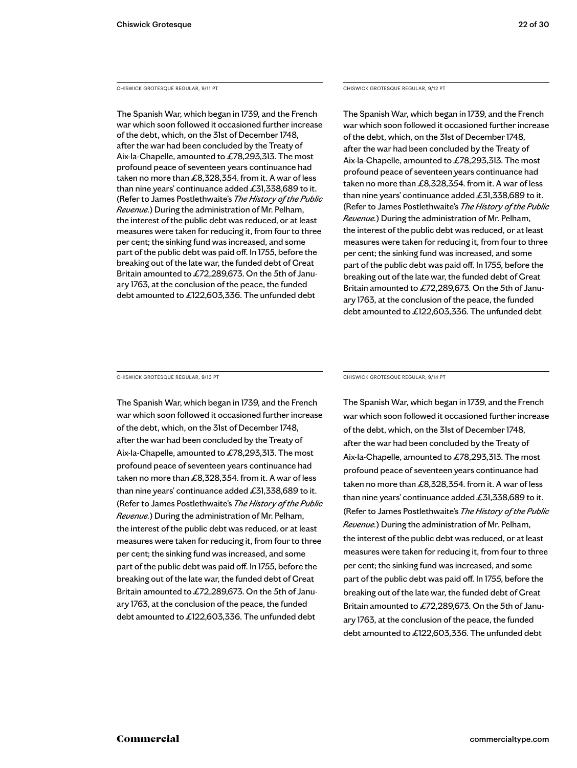CHISWICK GROTESQUE REGULAR, 9/11 PT

The Spanish War, which began in 1739, and the French war which soon followed it occasioned further increase of the debt, which, on the 31st of December 1748, after the war had been concluded by the Treaty of Aix-la-Chapelle, amounted to £78,293,313. The most profound peace of seventeen years continuance had taken no more than £8,328,354. from it. A war of less than nine years' continuance added £31,338,689 to it. (Refer to James Postlethwaite's *The History of the Public Revenue.*) During the administration of Mr. Pelham, the interest of the public debt was reduced, or at least measures were taken for reducing it, from four to three per cent; the sinking fund was increased, and some part of the public debt was paid off. In 1755, before the breaking out of the late war, the funded debt of Great Britain amounted to £72,289,673. On the 5th of January 1763, at the conclusion of the peace, the funded debt amounted to £122,603,336. The unfunded debt

CHISWICK GROTESQUE REGULAR, 9/12 PT

The Spanish War, which began in 1739, and the French war which soon followed it occasioned further increase of the debt, which, on the 31st of December 1748, after the war had been concluded by the Treaty of Aix-la-Chapelle, amounted to £78,293,313. The most profound peace of seventeen years continuance had taken no more than £8,328,354. from it. A war of less than nine years' continuance added £31,338,689 to it. (Refer to James Postlethwaite's *The History of the Public Revenue.*) During the administration of Mr. Pelham, the interest of the public debt was reduced, or at least measures were taken for reducing it, from four to three per cent; the sinking fund was increased, and some part of the public debt was paid off. In 1755, before the breaking out of the late war, the funded debt of Great Britain amounted to £72,289,673. On the 5th of January 1763, at the conclusion of the peace, the funded debt amounted to £122,603,336. The unfunded debt

CHISWICK GROTESQUE REGULAR, 9/13 PT

The Spanish War, which began in 1739, and the French war which soon followed it occasioned further increase of the debt, which, on the 31st of December 1748, after the war had been concluded by the Treaty of Aix-la-Chapelle, amounted to £78,293,313. The most profound peace of seventeen years continuance had taken no more than £8,328,354. from it. A war of less than nine years' continuance added £31,338,689 to it. (Refer to James Postlethwaite's *The History of the Public Revenue.*) During the administration of Mr. Pelham, the interest of the public debt was reduced, or at least measures were taken for reducing it, from four to three per cent; the sinking fund was increased, and some part of the public debt was paid off. In 1755, before the breaking out of the late war, the funded debt of Great Britain amounted to £72,289,673. On the 5th of January 1763, at the conclusion of the peace, the funded debt amounted to £122,603,336. The unfunded debt

CHISWICK GROTESQUE REGULAR, 9/14 PT

The Spanish War, which began in 1739, and the French war which soon followed it occasioned further increase of the debt, which, on the 31st of December 1748, after the war had been concluded by the Treaty of Aix-la-Chapelle, amounted to £78,293,313. The most profound peace of seventeen years continuance had taken no more than £8,328,354. from it. A war of less than nine years' continuance added £31,338,689 to it. (Refer to James Postlethwaite's *The History of the Public Revenue.*) During the administration of Mr. Pelham, the interest of the public debt was reduced, or at least measures were taken for reducing it, from four to three per cent; the sinking fund was increased, and some part of the public debt was paid off. In 1755, before the breaking out of the late war, the funded debt of Great Britain amounted to £72,289,673. On the 5th of January 1763, at the conclusion of the peace, the funded debt amounted to £122,603,336. The unfunded debt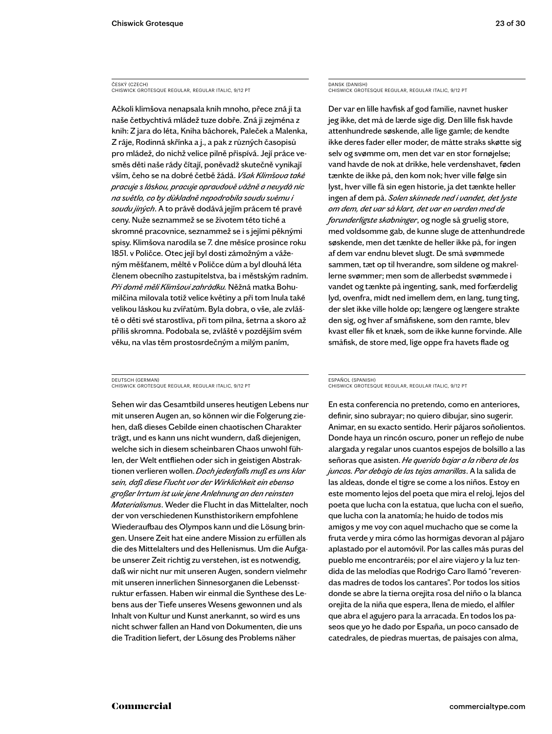ČESKÝ (CZECH)
CHISWICK GROTESQUE REGULAR, REGULAR ITALIC, 9/12 PT

Ačkoli klimšova nenapsala knih mnoho, přece zná ji ta naše četbychtivá mládež tuze dobře. Zná ji zejména z knih: Z jara do léta, Kniha báchorek, Paleček a Malenka, Z ráje, Rodinná skřínka a j., a pak z různých časopisů pro mládež, do nichž velice pilně přispívá. Její práce vesměs děti naše rády čítají, poněvadž skutečně vynikají vším, čeho se na dobré četbě žádá. *Však Klimšova také pracuje s láskou, pracuje opravdově vážně a nevydá nic na světlo, co by důkladně nepodrobila soudu svému i soudu jiných*. A to právě dodává jejím prácem té pravé ceny. Nuže seznammež se se životem této tiché a skromné pracovnice, seznammež se i s jejími pěknými spisy. Klimšova narodila se 7. dne měsíce prosince roku 1851. v Poličce. Otec její byl dosti zámožným a váženým měšťanem, měltě v Poličce dům a byl dlouhá léta členem obecního zastupitelstva, ba i městským radním. *Při domě měli Klimšovi zahrádku.* Něžná matka Bohumilčina milovala totiž velice květiny a při tom Inula také velikou láskou ku zvířatům. Byla dobra, o vše, ale zvláště o děti své starostliva, při tom pilna, šetrna a skoro až příliš skromna. Podobala se, zvláště v pozdějším svém věku, na vlas těm prostosrdečným a milým paním,

DANSK (DANISH)
CHISWICK GROTESQUE REGULAR, REGULAR ITALIC, 9/12 PT

Der var en lille havfisk af god familie, navnet husker jeg ikke, det må de lærde sige dig. Den lille fisk havde attenhundrede søskende, alle lige gamle; de kendte ikke deres fader eller moder, de måtte straks skøtte sig selv og svømme om, men det var en stor fornøjelse; vand havde de nok at drikke, hele verdenshavet, føden tænkte de ikke på, den kom nok; hver ville følge sin lyst, hver ville få sin egen historie, ja det tænkte heller ingen af dem på. *Solen skinnede ned i vandet, det lyste om dem, det var så klart, det var en verden med de forunderligste skabninger*, og nogle så gruelig store, med voldsomme gab, de kunne sluge de attenhundrede søskende, men det tænkte de heller ikke på, for ingen af dem var endnu blevet slugt. De små svømmede sammen, tæt op til hverandre, som sildene og makrellerne svømmer; men som de allerbedst svømmede i vandet og tænkte på ingenting, sank, med forfærdelig lyd, ovenfra, midt ned imellem dem, en lang, tung ting, der slet ikke ville holde op; længere og længere strakte den sig, og hver af småfiskene, som den ramte, blev kvast eller fik et knæk, som de ikke kunne forvinde. Alle småfisk, de store med, lige oppe fra havets flade og

DEUTSCH (GERMAN)
CHISWICK GROTESQUE REGULAR, REGULAR ITALIC, 9/12 PT

Sehen wir das Gesamtbild unseres heutigen Lebens nur mit unseren Augen an, so können wir die Folgerung ziehen, daß dieses Gebilde einen chaotischen Charakter trägt, und es kann uns nicht wundern, daß diejenigen, welche sich in diesem scheinbaren Chaos unwohl fühlen, der Welt entfliehen oder sich in geistigen Abstraktionen verlieren wollen. *Doch jedenfalls muß es uns klar sein, daß diese Flucht vor der Wirklichkeit ein ebenso großer Irrtum ist wie jene Anlehnung an den reinsten Materialismus*. Weder die Flucht in das Mittelalter, noch der von verschiedenen Kunsthistorikern empfohlene Wiederaufbau des Olympos kann und die Lösung bringen. Unsere Zeit hat eine andere Mission zu erfüllen als die des Mittelalters und des Hellenismus. Um die Aufgabe unserer Zeit richtig zu verstehen, ist es notwendig, daß wir nicht nur mit unseren Augen, sondern vielmehr mit unseren innerlichen Sinnesorganen die Lebensstruktur erfassen. Haben wir einmal die Synthese des Lebens aus der Tiefe unseres Wesens gewonnen und als Inhalt von Kultur und Kunst anerkannt, so wird es uns nicht schwer fallen an Hand von Dokumenten, die uns die Tradition liefert, der Lösung des Problems näher

ESPAÑOL (SPANISH)
CHISWICK GROTESQUE REGULAR, REGULAR ITALIC, 9/12 PT

En esta conferencia no pretendo, como en anteriores, definir, sino subrayar; no quiero dibujar, sino sugerir. Animar, en su exacto sentido. Herir pájaros soñolientos. Donde haya un rincón oscuro, poner un reflejo de nube alargada y regalar unos cuantos espejos de bolsillo a las señoras que asisten. *He querido bajar a la ribera de los juncos. Por debajo de las tejas amarillas*. A la salida de las aldeas, donde el tigre se come a los niños. Estoy en este momento lejos del poeta que mira el reloj, lejos del poeta que lucha con la estatua, que lucha con el sueño, que lucha con la anatomía; he huido de todos mis amigos y me voy con aquel muchacho que se come la fruta verde y mira cómo las hormigas devoran al pájaro aplastado por el automóvil. Por las calles más puras del pueblo me encontraréis; por el aire viajero y la luz tendida de las melodías que Rodrigo Caro llamó "reverendas madres de todos los cantares". Por todos los sitios donde se abre la tierna orejita rosa del niño o la blanca orejita de la niña que espera, llena de miedo, el alfiler que abra el agujero para la arracada. En todos los paseos que yo he dado por España, un poco cansado de catedrales, de piedras muertas, de paisajes con alma,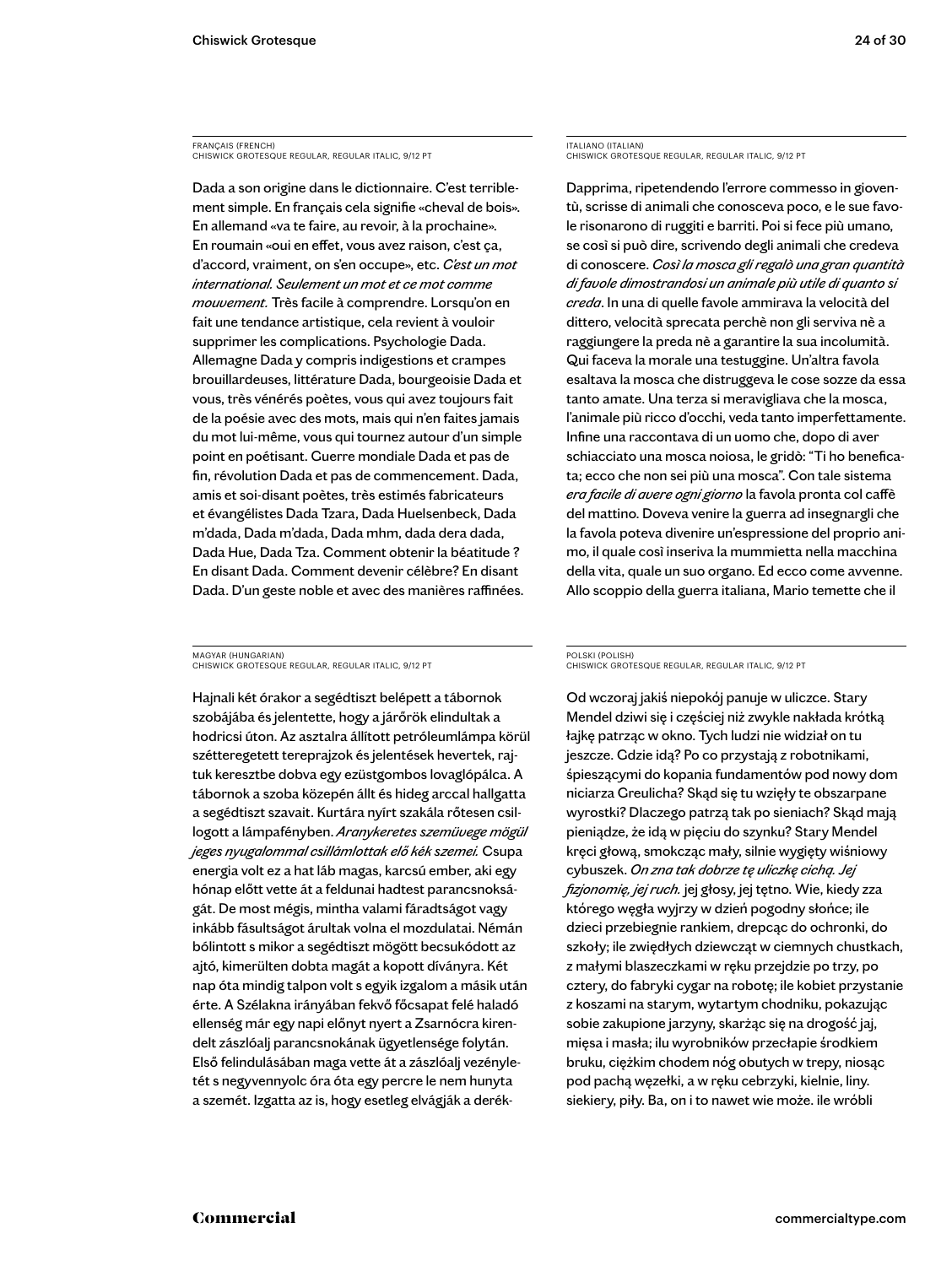FRANÇAIS (FRENCH)
CHISWICK GROTESQUE REGULAR, REGULAR ITALIC, 9/12 PT

Dada a son origine dans le dictionnaire. C'est terriblement simple. En français cela signifie «cheval de bois». En allemand «va te faire, au revoir, à la prochaine». En roumain «oui en effet, vous avez raison, c'est ça, d'accord, vraiment, on s'en occupe», etc. *C'est un mot international. Seulement un mot et ce mot comme mouvement.* Très facile à comprendre. Lorsqu'on en fait une tendance artistique, cela revient à vouloir supprimer les complications. Psychologie Dada. Allemagne Dada y compris indigestions et crampes brouillardeuses, littérature Dada, bourgeoisie Dada et vous, très vénérés poètes, vous qui avez toujours fait de la poésie avec des mots, mais qui n'en faites jamais du mot lui-même, vous qui tournez autour d'un simple point en poétisant. Guerre mondiale Dada et pas de fin, révolution Dada et pas de commencement. Dada, amis et soi-disant poètes, très estimés fabricateurs et évangélistes Dada Tzara, Dada Huelsenbeck, Dada m'dada, Dada m'dada, Dada mhm, dada dera dada, Dada Hue, Dada Tza. Comment obtenir la béatitude ? En disant Dada. Comment devenir célèbre? En disant Dada. D'un geste noble et avec des manières raffinées.

ITALIANO (ITALIAN)
CHISWICK GROTESQUE REGULAR, REGULAR ITALIC, 9/12 PT

Dapprima, ripetendendo l'errore commesso in gioventù, scrisse di animali che conosceva poco, e le sue favole risonarono di ruggiti e barriti. Poi si fece più umano, se così si può dire, scrivendo degli animali che credeva di conoscere. *Così la mosca gli regalò una gran quantità di favole dimostrandosi un animale più utile di quanto si creda*. In una di quelle favole ammirava la velocità del dittero, velocità sprecata perchè non gli serviva nè a raggiungere la preda nè a garantire la sua incolumità. Qui faceva la morale una testuggine. Un'altra favola esaltava la mosca che distruggeva le cose sozze da essa tanto amate. Una terza si meravigliava che la mosca, l'animale più ricco d'occhi, veda tanto imperfettamente. Infine una raccontava di un uomo che, dopo di aver schiacciato una mosca noiosa, le gridò: "Ti ho beneficata; ecco che non sei più una mosca". Con tale sistema *era facile di avere ogni giorno* la favola pronta col caffè del mattino. Doveva venire la guerra ad insegnargli che la favola poteva divenire un'espressione del proprio animo, il quale così inseriva la mummietta nella macchina della vita, quale un suo organo. Ed ecco come avvenne. Allo scoppio della guerra italiana, Mario temette che il

MAGYAR (HUNGARIAN)
CHISWICK GROTESQUE REGULAR, REGULAR ITALIC, 9/12 PT

Hajnali két órakor a segédtiszt belépett a tábornok szobájába és jelentette, hogy a járőrök elindultak a hodricsi úton. Az asztalra állított petróleumlámpa körül szétteregetett tereprajzok és jelentések hevertek, rajtuk keresztbe dobva egy ezüstgombos lovaglópálca. A tábornok a szoba közepén állt és hideg arccal hallgatta a segédtiszt szavait. Kurtára nyírt szakála rőtesen csillogott a lámpafényben. *Aranykeretes szemüvege mögül jeges nyugalommal csillámlottak elő kék szemei.* Csupa energia volt ez a hat láb magas, karcsú ember, aki egy hónap előtt vette át a feldunai hadtest parancsnokságát. De most mégis, mintha valami fáradtságot vagy inkább fásultságot árultak volna el mozdulatai. Némán bólintott s mikor a segédtiszt mögött becsukódott az ajtó, kimerülten dobta magát a kopott díványra. Két nap óta mindig talpon volt s egyik izgalom a másik után érte. A Szélakna irányában fekvő főcsapat felé haladó ellenség már egy napi előnyt nyert a Zsarnócra kirendelt zászlóalj parancsnokának ügyetlensége folytán. Első felindulásában maga vette át a zászlóalj vezényletét s negyvennyolc óra óta egy percre le nem hunyta a szemét. Izgatta az is, hogy esetleg elvágják a derék-

POLSKI (POLISH)
CHISWICK GROTESQUE REGULAR, REGULAR ITALIC, 9/12 PT

Od wczoraj jakiś niepokój panuje w uliczce. Stary Mendel dziwi się i częściej niż zwykle nakłada krótką łajkę patrząc w okno. Tych ludzi nie widział on tu jeszcze. Gdzie idą? Po co przystają z robotnikami, śpieszącymi do kopania fundamentów pod nowy dom niciarza Greulicha? Skąd się tu wzięły te obszarpane wyrostki? Dlaczego patrzą tak po sieniach? Skąd mają pieniądze, że idą w pięciu do szynku? Stary Mendel kręci głową, smokcząc mały, silnie wygięty wiśniowy cybuszek. *On zna tak dobrze tę uliczkę cichą. Jej fizjonomię, jej ruch.* jej głosy, jej tętno. Wie, kiedy zza którego węgła wyjrzy w dzień pogodny słońce; ile dzieci przebiegnie rankiem, drepcąc do ochronki, do szkoły; ile zwiędłych dziewcząt w ciemnych chustkach, z małymi blaszeczkami w ręku przejdzie po trzy, po cztery, do fabryki cygar na robotę; ile kobiet przystanie z koszami na starym, wytartym chodniku, pokazując sobie zakupione jarzyny, skarżąc się na drogość jaj, mięsa i masła; ilu wyrobników przecłapie środkiem bruku, ciężkim chodem nóg obutych w trepy, niosąc pod pachą węzełki, a w ręku cebrzyki, kielnie, liny. siekiery, piły. Ba, on i to nawet wie może. ile wróbli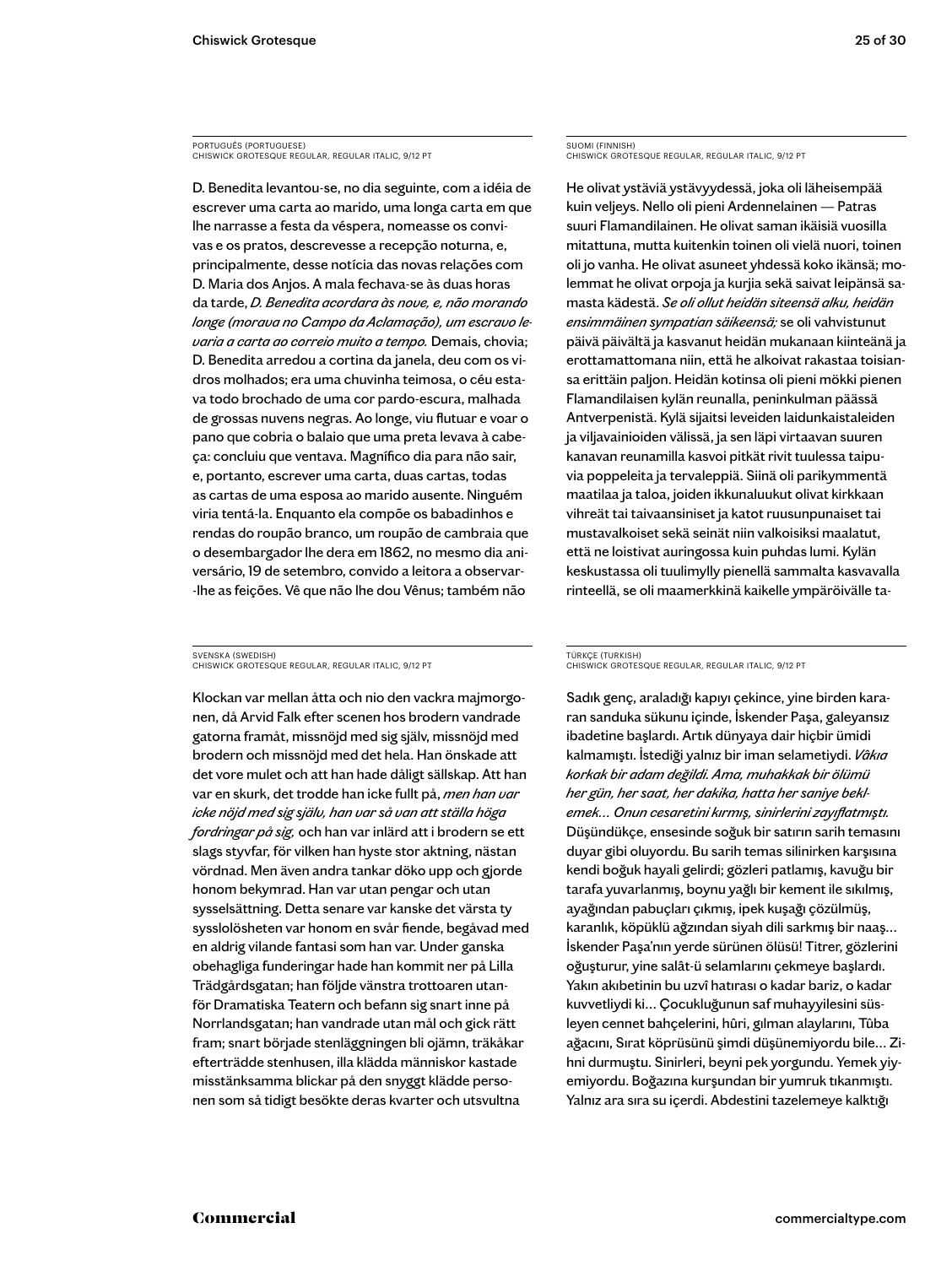PORTUGUÊS (PORTUGUESE)
CHISWICK GROTESQUE REGULAR, REGULAR ITALIC, 9/12 PT

D. Benedita levantou-se, no dia seguinte, com a idéia de escrever uma carta ao marido, uma longa carta em que lhe narrasse a festa da véspera, nomeasse os convivas e os pratos, descrevesse a recepção noturna, e, principalmente, desse notícia das novas relações com D. Maria dos Anjos. A mala fechava-se às duas horas da tarde, *D. Benedita acordara às nove, e, não morando longe (morava no Campo da Aclamação), um escravo levaria a carta ao correio muito a tempo.* Demais, chovia; D. Benedita arredou a cortina da janela, deu com os vidros molhados; era uma chuvinha teimosa, o céu estava todo brochado de uma cor pardo-escura, malhada de grossas nuvens negras. Ao longe, viu flutuar e voar o pano que cobria o balaio que uma preta levava à cabeça: concluiu que ventava. Magnífico dia para não sair, e, portanto, escrever uma carta, duas cartas, todas as cartas de uma esposa ao marido ausente. Ninguém viria tentá-la. Enquanto ela compõe os babadinhos e rendas do roupão branco, um roupão de cambraia que o desembargador lhe dera em 1862, no mesmo dia aniversário, 19 de setembro, convido a leitora a observar-lhe as feições. Vê que não lhe dou Vênus; também não

SUOMI (FINNISH)
CHISWICK GROTESQUE REGULAR, REGULAR ITALIC, 9/12 PT

He olivat ystäviä ystävyydessä, joka oli läheisempää kuin veljeys. Nello oli pieni Ardennelainen — Patras suuri Flamandilainen. He olivat saman ikäisiä vuosilla mitattuna, mutta kuitenkin toinen oli vielä nuori, toinen oli jo vanha. He olivat asuneet yhdessä koko ikänsä; molemmat he olivat orpoja ja kurjia sekä saivat leipänsä samasta kädestä. *Se oli ollut heidän siteensä alku, heidän ensimmäinen sympatian säikeensä;* se oli vahvistunut päivä päivältä ja kasvanut heidän mukanaan kiinteänä ja erottamattomana niin, että he alkoivat rakastaa toisiansa erittäin paljon. Heidän kotinsa oli pieni mökki pienen Flamandilaisen kylän reunalla, peninkulman päässä Antverpenistä. Kylä sijaitsi leveiden laidunkaistaleiden ja viljavainioiden välissä, ja sen läpi virtaavan suuren kanavan reunamilla kasvoi pitkät rivit tuulessa taipuvia poppeleita ja tervaleppiä. Siinä oli parikymmentä maatilaa ja taloa, joiden ikkunaluukut olivat kirkkaan vihreät tai taivaansiniset ja katot ruusunpunaiset tai mustavalkoiset sekä seinät niin valkoisiksi maalatut, että ne loistivat auringossa kuin puhdas lumi. Kylän keskustassa oli tuulimylly pienellä sammalta kasvavalla rinteellä, se oli maamerkkinä kaikelle ympäröivälle ta-

SVENSKA (SWEDISH)
CHISWICK GROTESQUE REGULAR, REGULAR ITALIC, 9/12 PT

Klockan var mellan åtta och nio den vackra majmorgonen, då Arvid Falk efter scenen hos brodern vandrade gatorna framåt, missnöjd med sig själv, missnöjd med brodern och missnöjd med det hela. Han önskade att det vore mulet och att han hade dåligt sällskap. Att han var en skurk, det trodde han icke fullt på, *men han var icke nöjd med sig själv, han var så van att ställa höga fordringar på sig,* och han var inlärd att i brodern se ett slags styvfar, för vilken han hyste stor aktning, nästan vördnad. Men även andra tankar döko upp och gjorde honom bekymrad. Han var utan pengar och utan sysselsättning. Detta senare var kanske det värsta ty sysslolösheten var honom en svår fiende, begåvad med en aldrig vilande fantasi som han var. Under ganska obehagliga funderingar hade han kommit ner på Lilla Trädgårdsgatan; han följde vänstra trottoaren utanför Dramatiska Teatern och befann sig snart inne på Norrlandsgatan; han vandrade utan mål och gick rätt fram; snart började stenläggningen bli ojämn, träkåkar efterträdde stenhusen, illa klädda människor kastade misstänksamma blickar på den snyggt klädde personen som så tidigt besökte deras kvarter och utsvultna

TÜRKÇE (TURKISH)
CHISWICK GROTESQUE REGULAR, REGULAR ITALIC, 9/12 PT

Sadık genç, araladığı kapıyı çekince, yine birden kararan sanduka sükunu içinde, İskender Paşa, galeyansız ibadetine başlardı. Artık dünyaya dair hiçbir ümidi kalmamıştı. İstediği yalnız bir iman selametiydi. *Vâkıa korkak bir adam değildi. Ama, muhakkak bir ölümü her gün, her saat, her dakika, hatta her saniye beklemek… Onun cesaretini kırmış, sinirlerini zayıflatmıştı.* Düşündükçe, ensesinde soğuk bir satırın sarih temasını duyar gibi oluyordu. Bu sarih temas silinirken karşısına kendi boğuk hayali gelirdi; gözleri patlamış, kavuğu bir tarafa yuvarlanmış, boynu yağlı bir kement ile sıkılmış, ayağından pabuçları çıkmış, ipek kuşağı çözülmüş, karanlık, köpüklü ağzından siyah dili sarkmış bir naaş… İskender Paşa'nın yerde sürünen ölüsü! Titrer, gözlerini oğuşturur, yine salât-ü selamlarını çekmeye başlardı. Yakın akıbetinin bu uzvî hatırası o kadar bariz, o kadar kuvvetliydi ki… Çocukluğunun saf muhayyilesini süsleyen cennet bahçelerini, hûri, gılman alaylarını, Tûba ağacını, Sırat köprüsünü şimdi düşünemiyordu bile… Zihni durmuştu. Sinirleri, beyni pek yorgundu. Yemek yiyemiyordu. Boğazına kurşundan bir yumruk tıkanmıştı. Yalnız ara sıra su içerdi. Abdestini tazelemeye kalktığı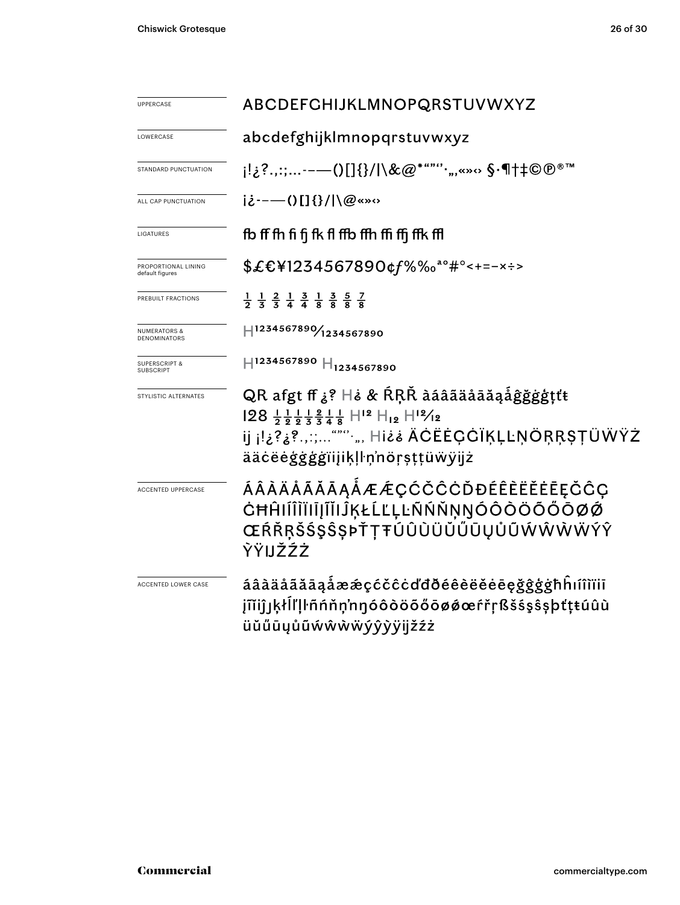| | |
|---|---|
| UPPERCASE | ABCDEFGHIJKLMNOPQRSTUVWXYZ |
| LOWERCASE | abcdefghijklmnopqrstuvwxyz |
| STANDARD PUNCTUATION | ¡!¿?.,:;...-–—()[]{}/|\&@*""''·„‚«»‹› §·¶†‡©℗®™ |
| ALL CAP PUNCTUATION | ¡¿-–—()[]{}/|\@«»‹› |
| LIGATURES | fb ff fh fi fj fk fl ffb ffh ffi ffj ffk ffl |
| PROPORTIONAL LINING default figures | $£€¥1234567890¢ƒ%‰ªº#°<+=−×÷> |
| PREBUILT FRACTIONS | ½ ⅓ ⅔ ¼ ¾ ⅛ ⅜ ⅝ ⅞ |
| NUMERATORS & DENOMINATORS | H1234567890⁄1234567890 |
| SUPERSCRIPT & SUBSCRIPT | H1234567890 H1234567890 |
| STYLISTIC ALTERNATES | QR afgt ff ¿? H¿ & ŔŖŘ àáâãäåāăąǻĝğġģţťŧ<br>128 ½ ½ ½ ⅓ ⅔ ¾ ¼ ⅛ H12 H12 H12⁄12<br>ij ¡!¿?¿?.,:;...""''·„‚ H¡¿¿ ÄĊËĖÇĠÏĶĻĿŅÖŖŖŞŢÜẄŸŻ<br>ääċëėǵġģġïiįiķļŀņ'nöŗşţţüẅÿijż |
| ACCENTED UPPERCASE | ÁÂÀÄÅÃĂĀĄǺÆǼÇĆČĈĊĎĐÉÊÈËĚĖĒĘĞĜĢĠĦĤIÍÎÌÏĪĮĨĬĴĶŁĹĽĻĿÑŃŇŅŊÓÔÒÖÕŐŌØǾŒŔŘŖŠŚŞŜȘÞŤŢŦÚÛÙÜŬŰŪŲŮŨẂŴẀẄÝŶỲŸĲŽŹŻ |
| ACCENTED LOWER CASE | áâàäåãăāąǻæǽçćčĉċďđðéêèëěėēęğĝģġħĥıíîìïīĩĭįĵȷķłĺľļŀñńňņ'nŋóôòöõőōøǿœŕřŗßšśşŝșþťţŧúûùüŭűūųůũẃŵẁẅýŷỳÿĳžźż |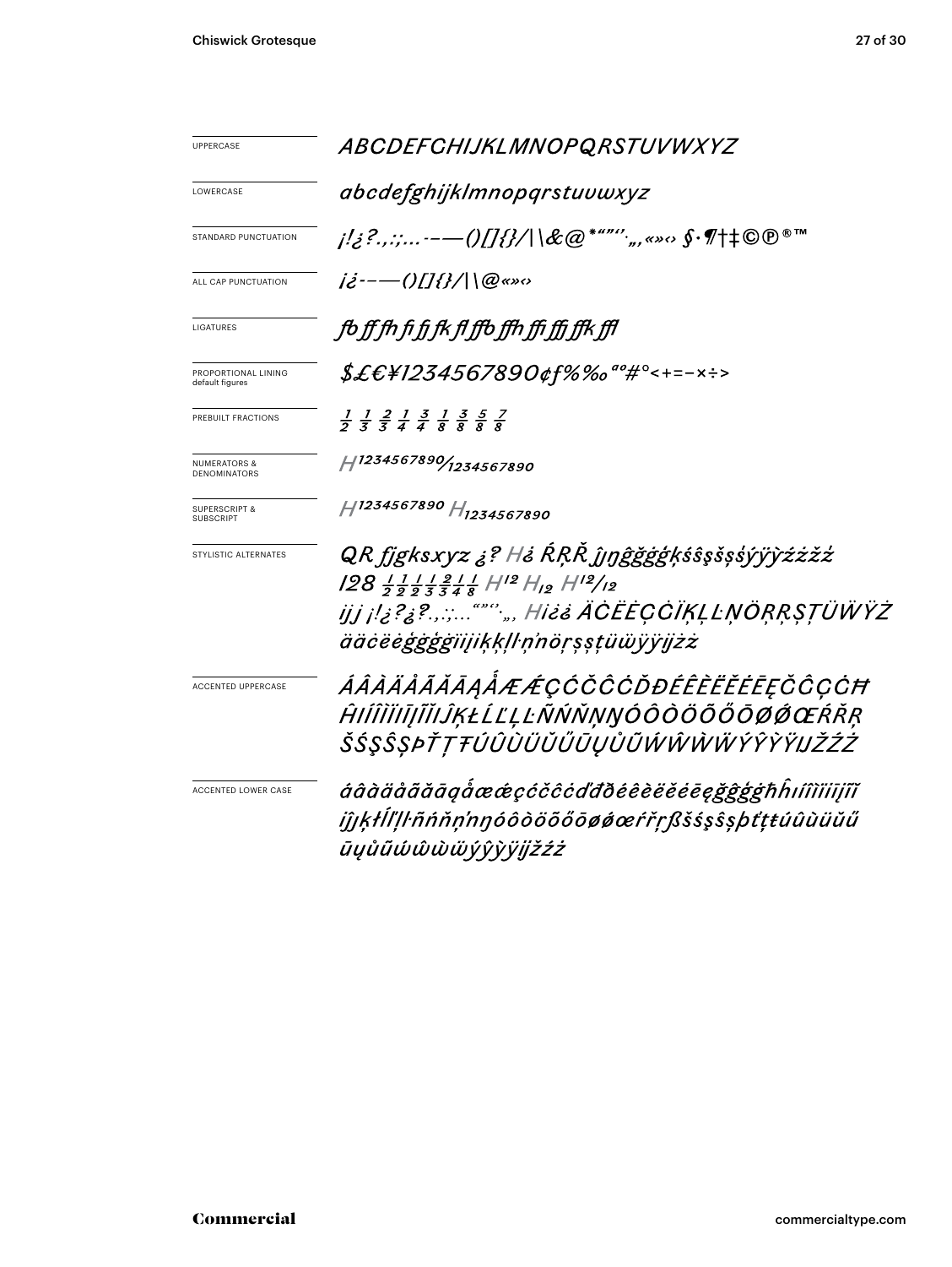| | |
|---|---|
| UPPERCASE | *ABCDEFGHIJKLMNOPQRSTUVWXYZ* |
| LOWERCASE | *abcdefghijklmnopqrstuvwxyz* |
| STANDARD PUNCTUATION | *¡!¿?.,:;...·–—()[]{}/\|\&@*"”‘’.„,«»‹› §·¶†‡©℗®™* |
| ALL CAP PUNCTUATION | *¡¿-–—()[]{}/\|\@«»‹›* |
| LIGATURES | *fb ff fh fi fj fk fl ffb ffh ffi ffj ffk ffl* |
| PROPORTIONAL LINING default figures | *$£€¥1234567890¢ƒ%‰ªº#°<+=−×÷>* |
| PREBUILT FRACTIONS | *½ ⅓ ⅔ ¼ ¾ ⅛ ⅜ ⅝ ⅞* |
| NUMERATORS & DENOMINATORS | *H¹²³⁴⁵⁶⁷⁸⁹⁰⁄₁₂₃₄₅₆₇₈₉₀* |
| SUPERSCRIPT & SUBSCRIPT | *H¹²³⁴⁵⁶⁷⁸⁹⁰ H₁₂₃₄₅₆₇₈₉₀* |
| STYLISTIC ALTERNATES | *QR fjgksxyz ¿? H¿ ŔŖŘ ĵɲĝğġģķśŝşšșśýÿỳźżžż 128 ½ ½ ½ ⅓ ⅔ ¼ ⅛ H¹² H₁₂ H¹²⁄₁₂ ijj ¡!¿?¿?.,:;...“”‘’„, Hi¿¿ ÄĊËĖÇĊÏĶĻĿŅÖŖŖŞȚÜẄŸŻ äċëėģġğġïiįiķķļŀ·ņṅöŗşşţüẅÿÿijżż* |
| ACCENTED UPPERCASE | *ÁÂÀÄÅÃĂĀĄǺÆǼÇĆČĈĊĎĐÉÊÈËĚĖĒĘČĈÇĊĦĤIÍÎÌÏĪĮĨĬĴĶŁĹĽĻĿÑŃŇŅŊÓÔÒÖÕŐŌØǾŒŔŘŖŠŚŞŜȘÞŤŢŦÚÛÙÜŬŰŪŲŮŨẂŴẀẄÝŶỲŸĲŽŹŻ* |
| ACCENTED LOWER CASE | *áâàäåãăāąǻæǽçćčĉċďđðéêèëěėēęğĝģġħĥıíîìïiīįĩĭĵȷķłĺľļŀñńňņŋóôòöõőōøǿœŕřŗßšśşŝșþťţŧúûùüŭűūųůũẃŵẁẅýŷỳÿijžźż* |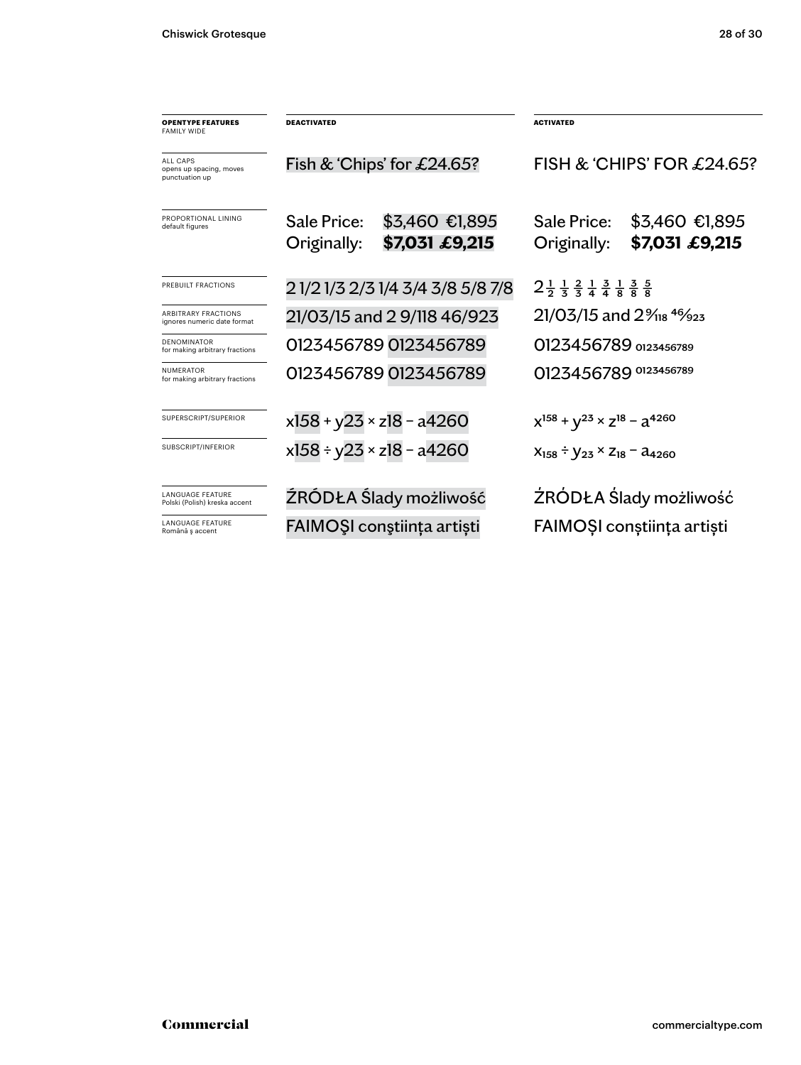| **OPENTYPE FEATURES** FAMILY WIDE | **DEACTIVATED** | **ACTIVATED** |
|---|---|---|
| ALL CAPS opens up spacing, moves punctuation up | Fish & 'Chips' for £24.65? | FISH & 'CHIPS' FOR £24.65? |
| PROPORTIONAL LINING default figures | Sale Price: $3,460 €1,895<br>Originally: **$7,031 £9,215** | Sale Price: $3,460 €1,895<br>Originally: **$7,031 £9,215** |
| PREBUILT FRACTIONS | 2 1/2 1/3 2/3 1/4 3/4 3/8 5/8 7/8 | 2 ½ ⅓ ⅔ ¼ ¾ ⅛ ⅜ ⅝ |
| ARBITRARY FRACTIONS ignores numeric date format | 21/03/15 and 2 9/118 46/923 | 21/03/15 and 2 9/118 46/923 |
| DENOMINATOR for making arbitrary fractions | 0123456789 0123456789 | 0123456789 $_{0123456789}$ |
| NUMERATOR for making arbitrary fractions | 0123456789 0123456789 | 0123456789 $^{0123456789}$ |
| SUPERSCRIPT/SUPERIOR | x158 + y23 × z18 − a4260 | $x^{158} + y^{23} \times z^{18} - a^{4260}$ |
| SUBSCRIPT/INFERIOR | x158 ÷ y23 × z18 − a4260 | $x_{158} \div y_{23} \times z_{18} - a_{4260}$ |
| LANGUAGE FEATURE Polski (Polish) kreska accent | ŹRÓDŁA Ślady możliwość | ŹRÓDŁA Ślady możliwość |
| LANGUAGE FEATURE Română ş accent | FAIMOŞI conştiinţa artişti | FAIMOȘI conștiința artiști |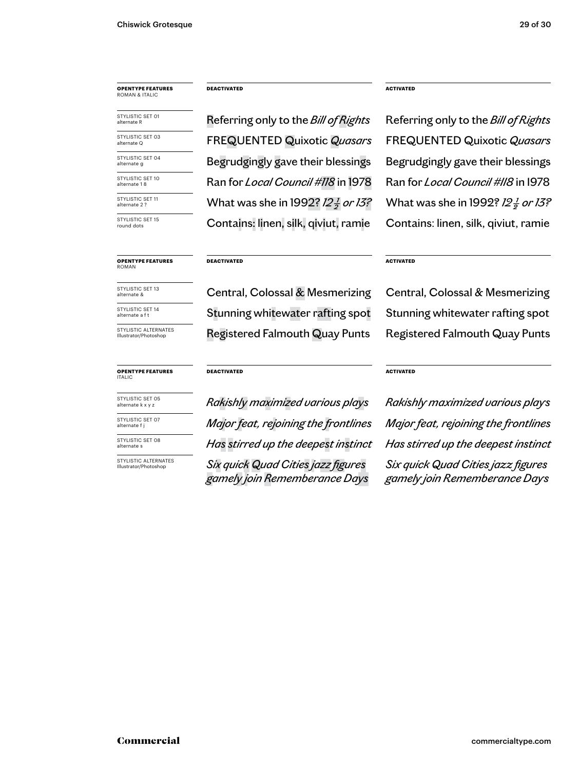| **OPENTYPE FEATURES** ROMAN & ITALIC | **DEACTIVATED** | **ACTIVATED** |
| --- | --- | --- |
| STYLISTIC SET 01 alternate R | Referring only to the *Bill of Rights* | Referring only to the *Bill of Rights* |
| STYLISTIC SET 03 alternate Q | FREQUENTED Quixotic *Quasars* | FREQUENTED Quixotic *Quasars* |
| STYLISTIC SET 04 alternate g | Begrudgingly gave their blessings | Begrudgingly gave their blessings |
| STYLISTIC SET 10 alternate 1 8 | Ran for *Local Council #118* in 1978 | Ran for *Local Council #118* in 1978 |
| STYLISTIC SET 11 alternate 2 ? | What was she in 1992? *12½ or 13?* | What was she in 1992? *12½ or 13?* |
| STYLISTIC SET 15 round dots | Contains: linen, silk, qiviut, ramie | Contains: linen, silk, qiviut, ramie |

| **OPENTYPE FEATURES** ROMAN | **DEACTIVATED** | **ACTIVATED** |
| --- | --- | --- |
| STYLISTIC SET 13 alternate & | Central, Colossal & Mesmerizing | Central, Colossal & Mesmerizing |
| STYLISTIC SET 14 alternate a f t | Stunning whitewater rafting spot | Stunning whitewater rafting spot |
| STYLISTIC ALTERNATES Illustrator/Photoshop | Registered Falmouth Quay Punts | Registered Falmouth Quay Punts |

| **OPENTYPE FEATURES** ITALIC | **DEACTIVATED** | **ACTIVATED** |
| --- | --- | --- |
| STYLISTIC SET 05 alternate k x y z | *Rakishly maximized various plays* | *Rakishly maximized various plays* |
| STYLISTIC SET 07 alternate f j | *Major feat, rejoining the frontlines* | *Major feat, rejoining the frontlines* |
| STYLISTIC SET 08 alternate s | *Has stirred up the deepest instinct* | *Has stirred up the deepest instinct* |
| STYLISTIC ALTERNATES Illustrator/Photoshop | *Six quick Quad Cities jazz figures gamely join Rememberance Days* | *Six quick Quad Cities jazz figures gamely join Rememberance Days* |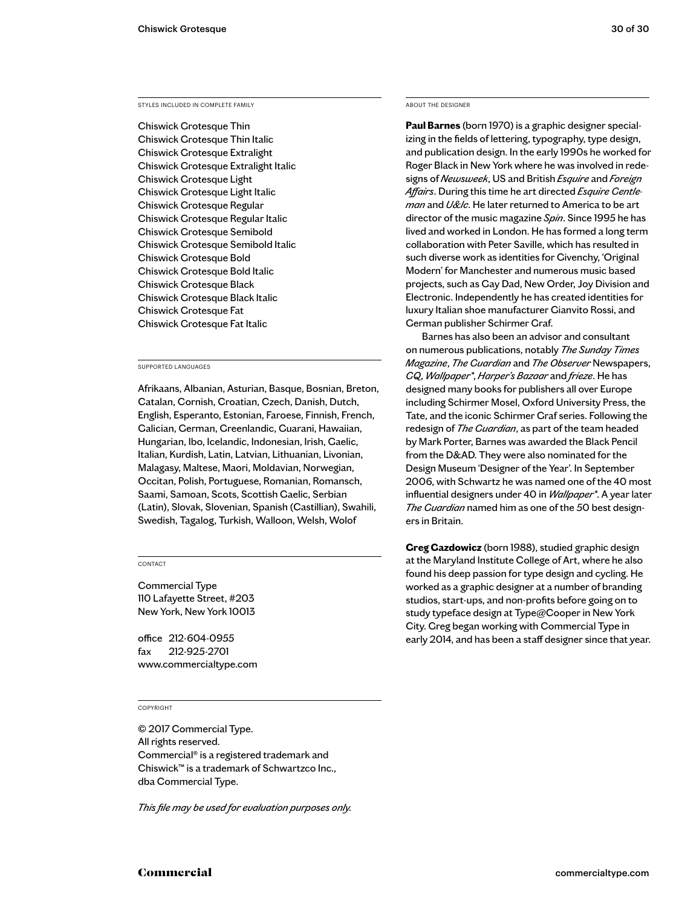## STYLES INCLUDED IN COMPLETE FAMILY

Chiswick Grotesque Thin
Chiswick Grotesque Thin Italic
Chiswick Grotesque Extralight
Chiswick Grotesque Extralight Italic
Chiswick Grotesque Light
Chiswick Grotesque Light Italic
Chiswick Grotesque Regular
Chiswick Grotesque Regular Italic
Chiswick Grotesque Semibold
Chiswick Grotesque Semibold Italic
Chiswick Grotesque Bold
Chiswick Grotesque Bold Italic
Chiswick Grotesque Black
Chiswick Grotesque Black Italic
Chiswick Grotesque Fat
Chiswick Grotesque Fat Italic

## SUPPORTED LANGUAGES

Afrikaans, Albanian, Asturian, Basque, Bosnian, Breton, Catalan, Cornish, Croatian, Czech, Danish, Dutch, English, Esperanto, Estonian, Faroese, Finnish, French, Galician, German, Greenlandic, Guarani, Hawaiian, Hungarian, Ibo, Icelandic, Indonesian, Irish, Gaelic, Italian, Kurdish, Latin, Latvian, Lithuanian, Livonian, Malagasy, Maltese, Maori, Moldavian, Norwegian, Occitan, Polish, Portuguese, Romanian, Romansch, Saami, Samoan, Scots, Scottish Gaelic, Serbian (Latin), Slovak, Slovenian, Spanish (Castillian), Swahili, Swedish, Tagalog, Turkish, Walloon, Welsh, Wolof

## CONTACT

Commercial Type
110 Lafayette Street, #203
New York, New York 10013

office 212-604-0955
fax 212-925-2701
www.commercialtype.com

## COPYRIGHT

© 2017 Commercial Type.
All rights reserved.
Commercial® is a registered trademark and Chiswick™ is a trademark of Schwartzco Inc., dba Commercial Type.

*This file may be used for evaluation purposes only.*

## ABOUT THE DESIGNER

**Paul Barnes** (born 1970) is a graphic designer specializing in the fields of lettering, typography, type design, and publication design. In the early 1990s he worked for Roger Black in New York where he was involved in redesigns of *Newsweek*, US and British *Esquire* and *Foreign Affairs*. During this time he art directed *Esquire Gentleman* and *U&lc*. He later returned to America to be art director of the music magazine *Spin*. Since 1995 he has lived and worked in London. He has formed a long term collaboration with Peter Saville, which has resulted in such diverse work as identities for Givenchy, 'Original Modern' for Manchester and numerous music based projects, such as Gay Dad, New Order, Joy Division and Electronic. Independently he has created identities for luxury Italian shoe manufacturer Gianvito Rossi, and German publisher Schirmer Graf.

Barnes has also been an advisor and consultant on numerous publications, notably *The Sunday Times Magazine*, *The Guardian* and *The Observer* Newspapers, *GQ*, *Wallpaper**, *Harper's Bazaar* and *frieze*. He has designed many books for publishers all over Europe including Schirmer Mosel, Oxford University Press, the Tate, and the iconic Schirmer Graf series. Following the redesign of *The Guardian*, as part of the team headed by Mark Porter, Barnes was awarded the Black Pencil from the D&AD. They were also nominated for the Design Museum 'Designer of the Year'. In September 2006, with Schwartz he was named one of the 40 most influential designers under 40 in *Wallpaper**. A year later *The Guardian* named him as one of the 50 best designers in Britain.

**Greg Gazdowicz** (born 1988), studied graphic design at the Maryland Institute College of Art, where he also found his deep passion for type design and cycling. He worked as a graphic designer at a number of branding studios, start-ups, and non-profits before going on to study typeface design at Type@Cooper in New York City. Greg began working with Commercial Type in early 2014, and has been a staff designer since that year.